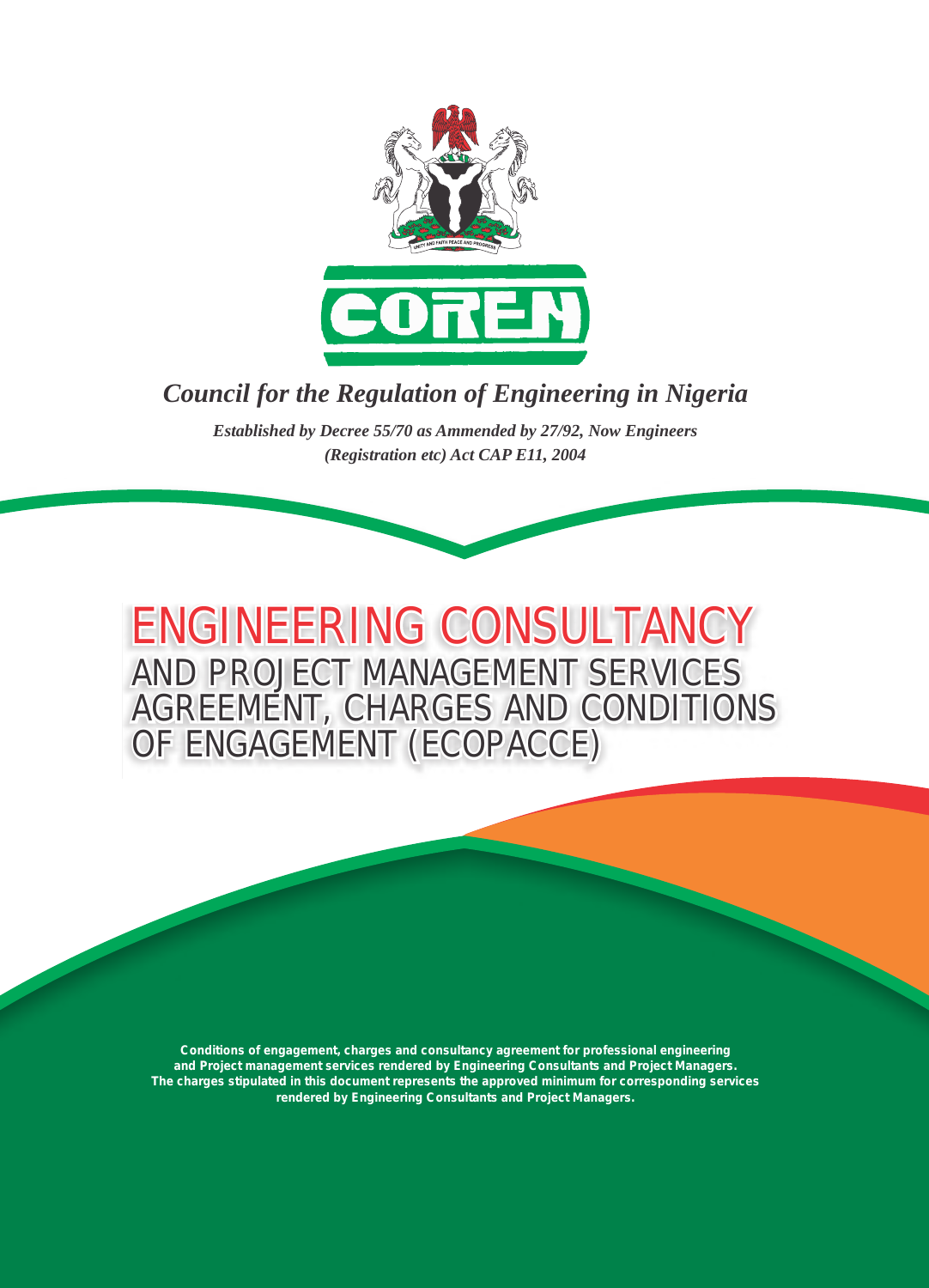COREN

*Council for the Regulation of Engineering in Nigeria*

***Established by Decree 55/70 as Ammended by 27/92, Now Engineers (Registration etc) Act CAP E11, 2004***

# ENGINEERING CONSULTANCY AND PROJECT MANAGEMENT SERVICES AGREEMENT, CHARGES AND CONDITIONS OF ENGAGEMENT (ECOPACCE)

**Conditions of engagement, charges and consultancy agreement for professional engineering and Project management services rendered by Engineering Consultants and Project Managers. The charges stipulated in this document represents the approved minimum for corresponding services rendered by Engineering Consultants and Project Managers.**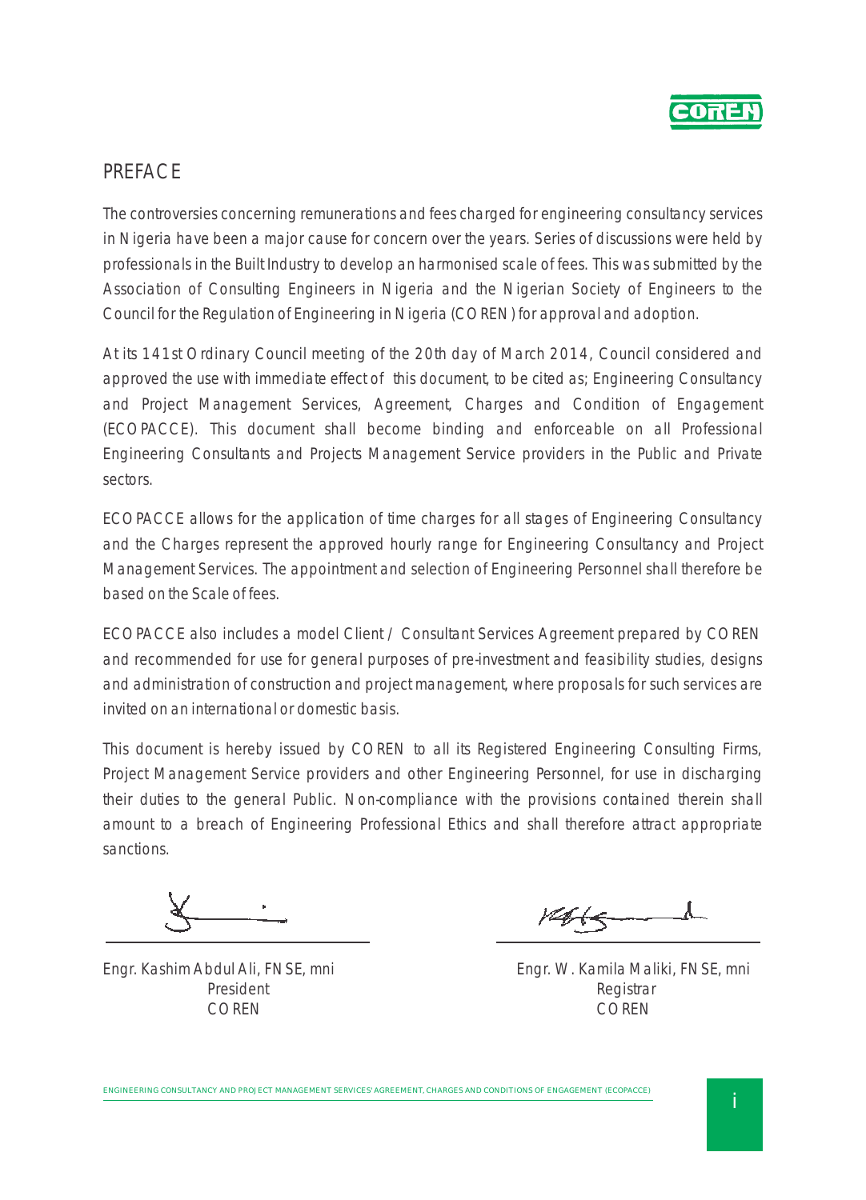# PREFACE

The controversies concerning remunerations and fees charged for engineering consultancy services in Nigeria have been a major cause for concern over the years. Series of discussions were held by professionals in the Built Industry to develop an harmonised scale of fees. This was submitted by the Association of Consulting Engineers in Nigeria and the Nigerian Society of Engineers to the Council for the Regulation of Engineering in Nigeria (COREN) for approval and adoption.

At its 141st Ordinary Council meeting of the 20th day of March 2014, Council considered and approved the use with immediate effect of this document, to be cited as; Engineering Consultancy and Project Management Services, Agreement, Charges and Condition of Engagement (ECOPACCE). This document shall become binding and enforceable on all Professional Engineering Consultants and Projects Management Service providers in the Public and Private sectors.

ECOPACCE allows for the application of time charges for all stages of Engineering Consultancy and the Charges represent the approved hourly range for Engineering Consultancy and Project Management Services. The appointment and selection of Engineering Personnel shall therefore be based on the Scale of fees.

ECOPACCE also includes a model Client / Consultant Services Agreement prepared by COREN and recommended for use for general purposes of pre-investment and feasibility studies, designs and administration of construction and project management, where proposals for such services are invited on an international or domestic basis.

This document is hereby issued by COREN to all its Registered Engineering Consulting Firms, Project Management Service providers and other Engineering Personnel, for use in discharging their duties to the general Public. Non-compliance with the provisions contained therein shall amount to a breach of Engineering Professional Ethics and shall therefore attract appropriate sanctions.

| Engr. Kashim Abdul Ali, FNSE, mni<br>President<br>COREN | Engr. W. Kamila Maliki, FNSE, mni<br>Registrar<br>COREN |
|---|---|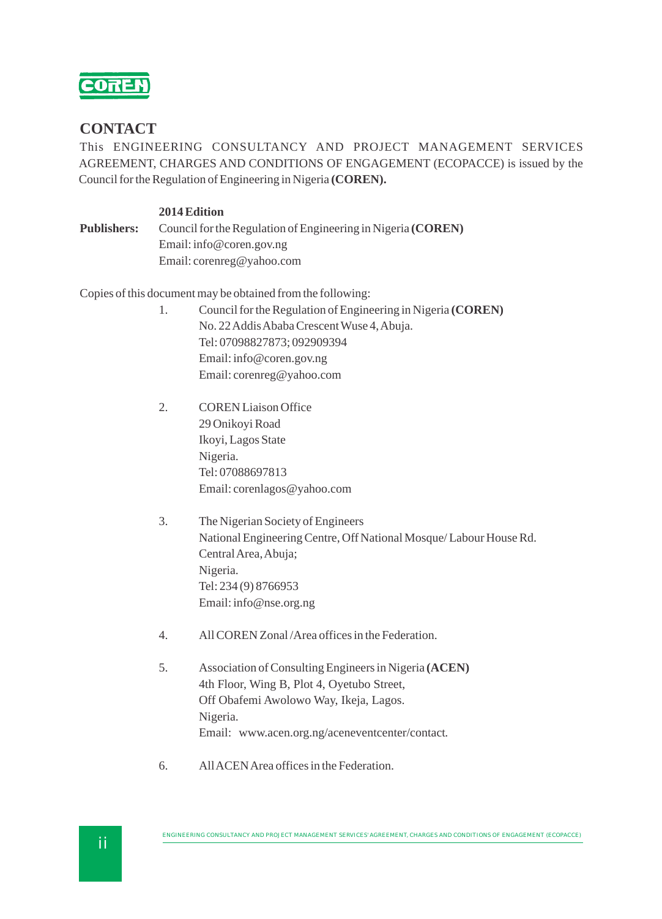## CONTACT

This ENGINEERING CONSULTANCY AND PROJECT MANAGEMENT SERVICES AGREEMENT, CHARGES AND CONDITIONS OF ENGAGEMENT (ECOPACCE) is issued by the Council for the Regulation of Engineering in Nigeria **(COREN).**

**2014 Edition**

**Publishers:** Council for the Regulation of Engineering in Nigeria **(COREN)**
Email: info@coren.gov.ng
Email: corenreg@yahoo.com

Copies of this document may be obtained from the following:

1. Council for the Regulation of Engineering in Nigeria **(COREN)**
   No. 22 Addis Ababa Crescent Wuse 4, Abuja.
   Tel: 07098827873; 092909394
   Email: info@coren.gov.ng
   Email: corenreg@yahoo.com

2. COREN Liaison Office
   29 Onikoyi Road
   Ikoyi, Lagos State
   Nigeria.
   Tel: 07088697813
   Email: corenlagos@yahoo.com

3. The Nigerian Society of Engineers
   National Engineering Centre, Off National Mosque/ Labour House Rd.
   Central Area, Abuja;
   Nigeria.
   Tel: 234 (9) 8766953
   Email: info@nse.org.ng

4. All COREN Zonal /Area offices in the Federation.

5. Association of Consulting Engineers in Nigeria **(ACEN)**
   4th Floor, Wing B, Plot 4, Oyetubo Street,
   Off Obafemi Awolowo Way, Ikeja, Lagos.
   Nigeria.
   Email: www.acen.org.ng/aceneventcenter/contact.

6. All ACEN Area offices in the Federation.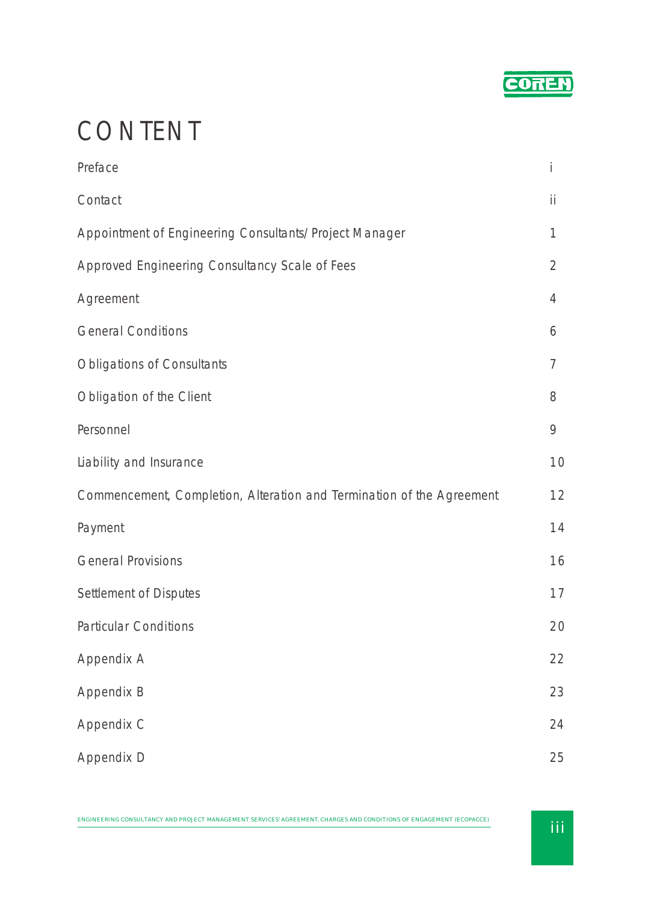# CONTENT

| | |
|---|---|
| Preface | i |
| Contact | ii |
| Appointment of Engineering Consultants/Project Manager | 1 |
| Approved Engineering Consultancy Scale of Fees | 2 |
| Agreement | 4 |
| General Conditions | 6 |
| Obligations of Consultants | 7 |
| Obligation of the Client | 8 |
| Personnel | 9 |
| Liability and Insurance | 10 |
| Commencement, Completion, Alteration and Termination of the Agreement | 12 |
| Payment | 14 |
| General Provisions | 16 |
| Settlement of Disputes | 17 |
| Particular Conditions | 20 |
| Appendix A | 22 |
| Appendix B | 23 |
| Appendix C | 24 |
| Appendix D | 25 |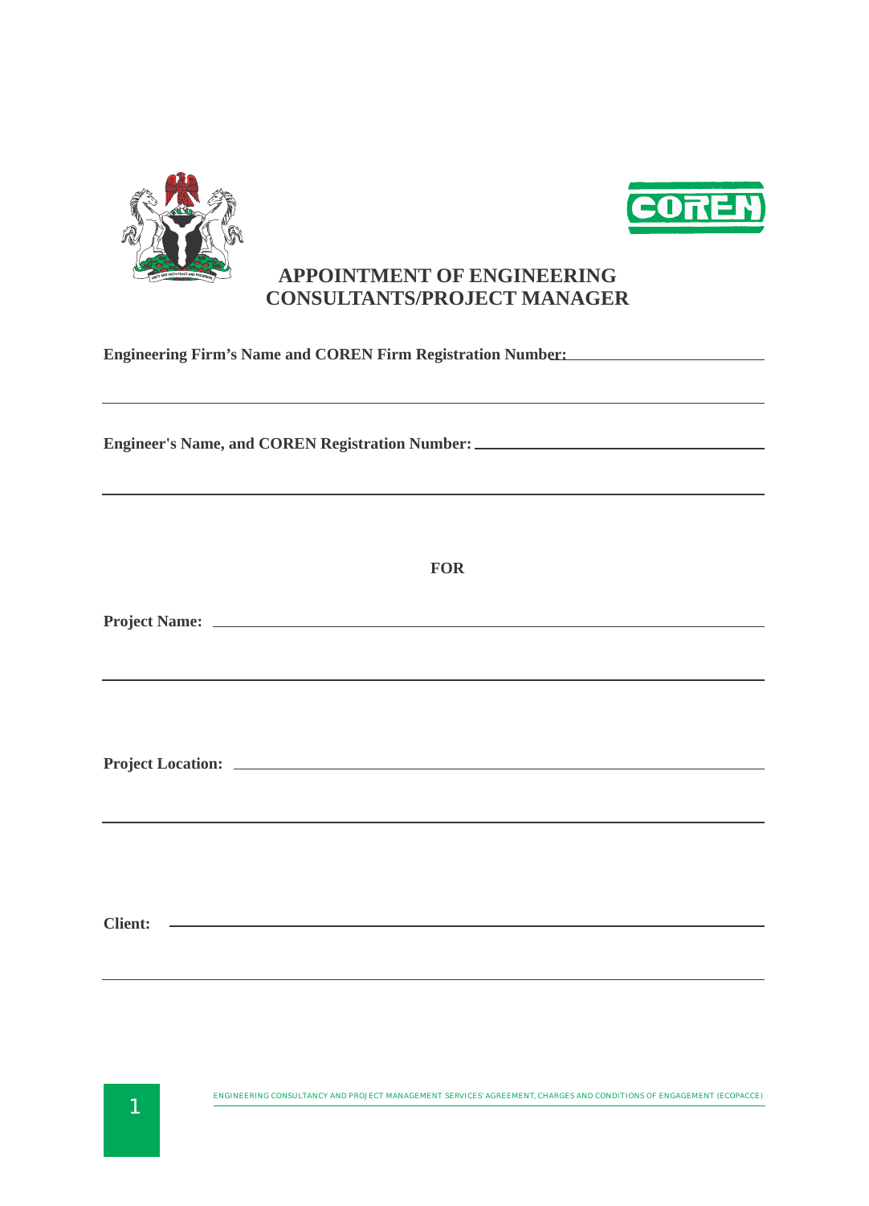# APPOINTMENT OF ENGINEERING CONSULTANTS/PROJECT MANAGER

**Engineering Firm's Name and COREN Firm Registration Number:** ______________________________

______________________________________________________________________

**Engineer's Name, and COREN Registration Number:** ______________________________

______________________________________________________________________

**FOR**

**Project Name:** ______________________________________________________________

______________________________________________________________________

**Project Location:** ______________________________________________________________

______________________________________________________________________

**Client:** ______________________________________________________________

______________________________________________________________________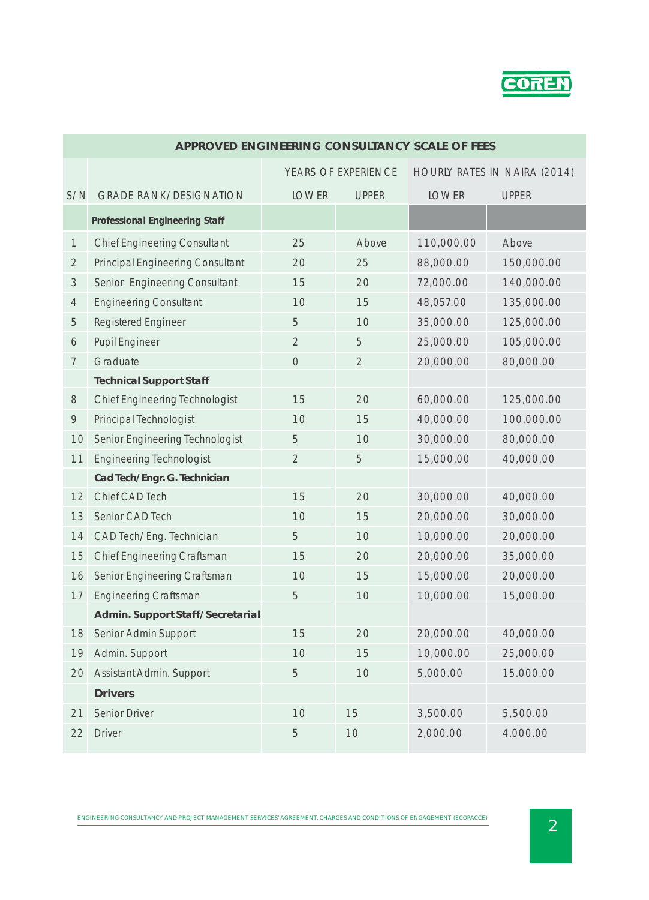## APPROVED ENGINEERING CONSULTANCY SCALE OF FEES

| S/N | GRADE RANK/DESIGNATION | YEARS OF EXPERIENCE | | HOURLY RATES IN NAIRA (2014) | |
|---|---|---|---|---|---|
| | | LOWER | UPPER | LOWER | UPPER |
| | **Professional Engineering Staff** | | | | |
| 1 | Chief Engineering Consultant | 25 | Above | 110,000.00 | Above |
| 2 | Principal Engineering Consultant | 20 | 25 | 88,000.00 | 150,000.00 |
| 3 | Senior Engineering Consultant | 15 | 20 | 72,000.00 | 140,000.00 |
| 4 | Engineering Consultant | 10 | 15 | 48,057.00 | 135,000.00 |
| 5 | Registered Engineer | 5 | 10 | 35,000.00 | 125,000.00 |
| 6 | Pupil Engineer | 2 | 5 | 25,000.00 | 105,000.00 |
| 7 | Graduate | 0 | 2 | 20,000.00 | 80,000.00 |
| | **Technical Support Staff** | | | | |
| 8 | Chief Engineering Technologist | 15 | 20 | 60,000.00 | 125,000.00 |
| 9 | Principal Technologist | 10 | 15 | 40,000.00 | 100,000.00 |
| 10 | Senior Engineering Technologist | 5 | 10 | 30,000.00 | 80,000.00 |
| 11 | Engineering Technologist | 2 | 5 | 15,000.00 | 40,000.00 |
| | **Cad Tech/Engr. G. Technician** | | | | |
| 12 | Chief CAD Tech | 15 | 20 | 30,000.00 | 40,000.00 |
| 13 | Senior CAD Tech | 10 | 15 | 20,000.00 | 30,000.00 |
| 14 | CAD Tech/Eng. Technician | 5 | 10 | 10,000.00 | 20,000.00 |
| 15 | Chief Engineering Craftsman | 15 | 20 | 20,000.00 | 35,000.00 |
| 16 | Senior Engineering Craftsman | 10 | 15 | 15,000.00 | 20,000.00 |
| 17 | Engineering Craftsman | 5 | 10 | 10,000.00 | 15,000.00 |
| | **Admin. Support Staff/Secretarial** | | | | |
| 18 | Senior Admin Support | 15 | 20 | 20,000.00 | 40,000.00 |
| 19 | Admin. Support | 10 | 15 | 10,000.00 | 25,000.00 |
| 20 | Assistant Admin. Support | 5 | 10 | 5,000.00 | 15.000.00 |
| | **Drivers** | | | | |
| 21 | Senior Driver | 10 | 15 | 3,500.00 | 5,500.00 |
| 22 | Driver | 5 | 10 | 2,000.00 | 4,000.00 |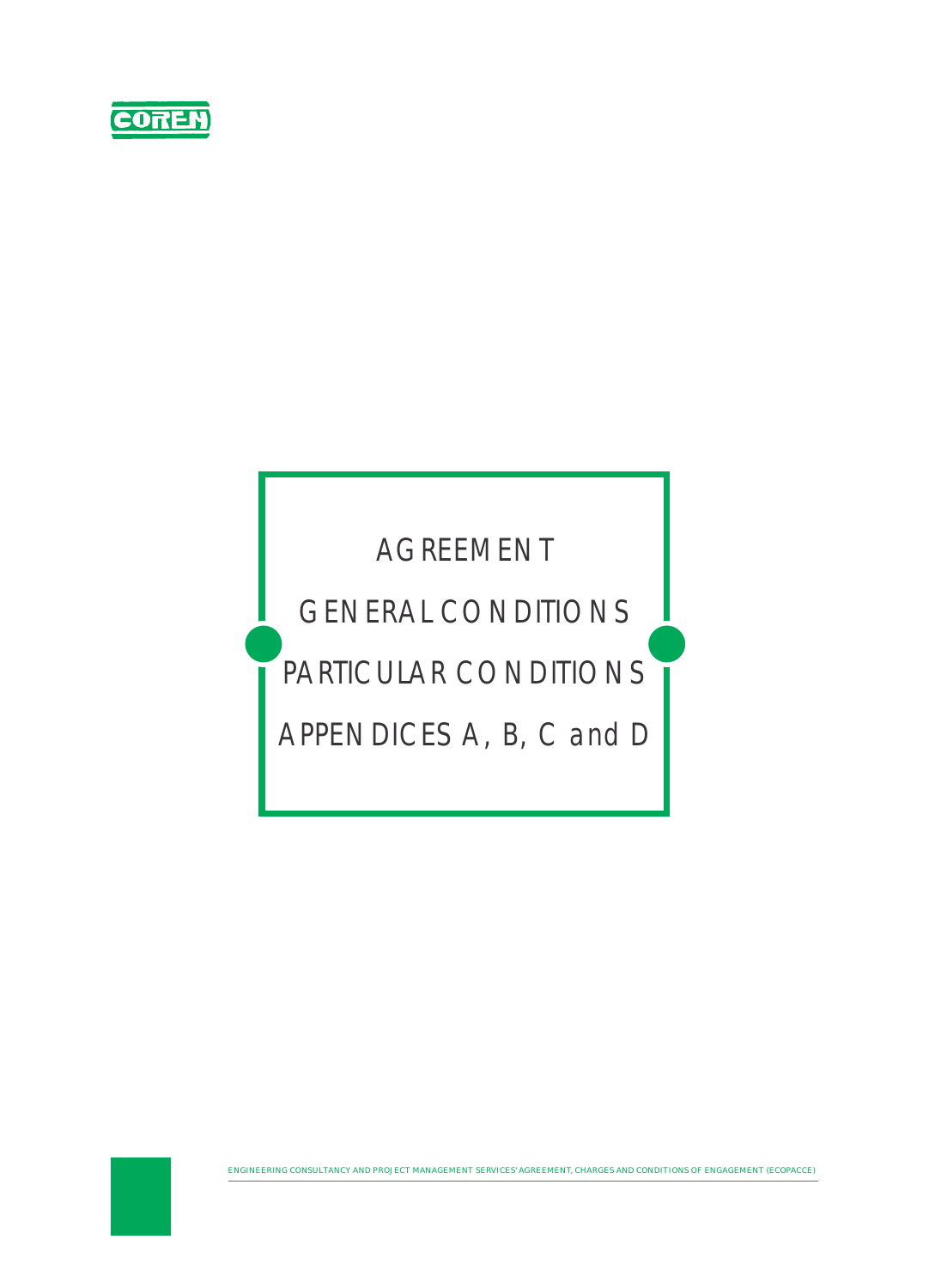AGREEMENT

GENERAL CONDITIONS

PARTICULAR CONDITIONS

APPENDICES A, B, C and D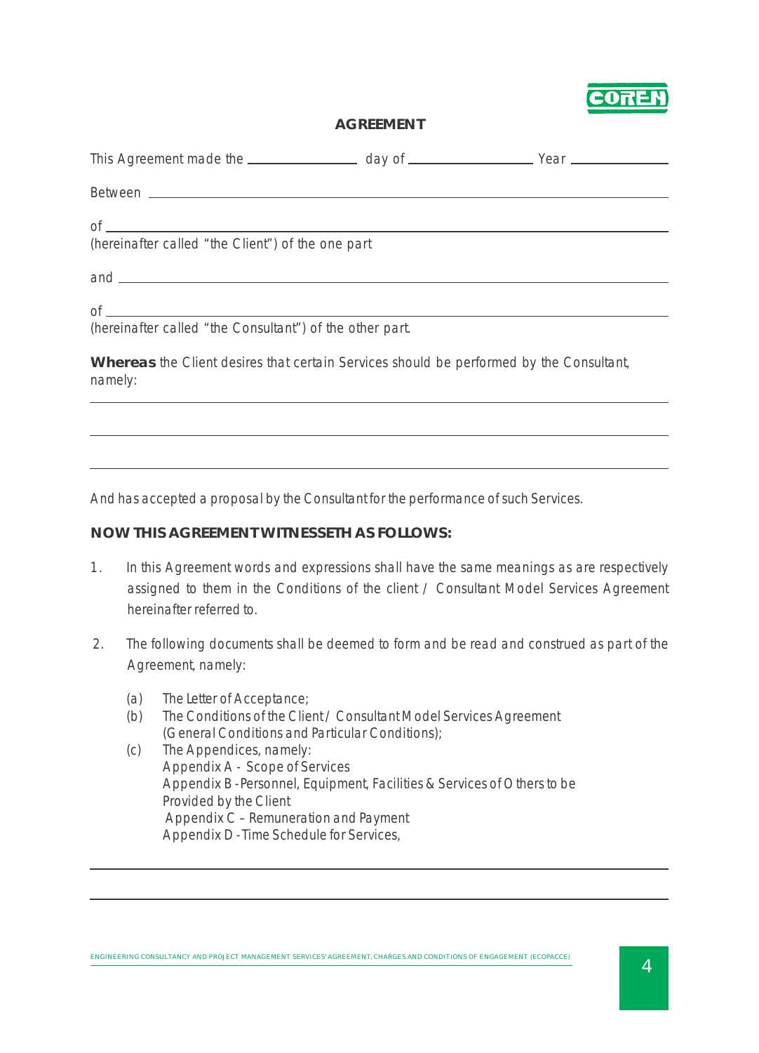**AGREEMENT**

This Agreement made the \_\_\_\_\_\_\_\_\_\_\_\_\_\_\_\_ day of \_\_\_\_\_\_\_\_\_\_\_\_\_\_\_\_\_\_ Year \_\_\_\_\_\_\_\_\_\_\_\_\_\_

Between \_\_\_\_\_\_\_\_\_\_\_\_\_\_\_\_\_\_\_\_\_\_\_\_\_\_\_\_\_\_\_\_\_\_\_\_\_\_\_\_\_\_\_\_\_\_\_\_\_\_\_\_\_\_\_\_\_\_\_\_\_\_\_\_\_\_\_\_\_\_\_\_\_\_

of \_\_\_\_\_\_\_\_\_\_\_\_\_\_\_\_\_\_\_\_\_\_\_\_\_\_\_\_\_\_\_\_\_\_\_\_\_\_\_\_\_\_\_\_\_\_\_\_\_\_\_\_\_\_\_\_\_\_\_\_\_\_\_\_\_\_\_\_\_\_\_\_\_\_\_\_\_\_\_\_
(hereinafter called "the Client") of the one part

and \_\_\_\_\_\_\_\_\_\_\_\_\_\_\_\_\_\_\_\_\_\_\_\_\_\_\_\_\_\_\_\_\_\_\_\_\_\_\_\_\_\_\_\_\_\_\_\_\_\_\_\_\_\_\_\_\_\_\_\_\_\_\_\_\_\_\_\_\_\_\_\_\_\_\_\_\_\_\_

of \_\_\_\_\_\_\_\_\_\_\_\_\_\_\_\_\_\_\_\_\_\_\_\_\_\_\_\_\_\_\_\_\_\_\_\_\_\_\_\_\_\_\_\_\_\_\_\_\_\_\_\_\_\_\_\_\_\_\_\_\_\_\_\_\_\_\_\_\_\_\_\_\_\_\_\_\_\_\_\_
(hereinafter called "the Consultant") of the other part.

**Whereas** the Client desires that certain Services should be performed by the Consultant, namely:

\_\_\_\_\_\_\_\_\_\_\_\_\_\_\_\_\_\_\_\_\_\_\_\_\_\_\_\_\_\_\_\_\_\_\_\_\_\_\_\_\_\_\_\_\_\_\_\_\_\_\_\_\_\_\_\_\_\_\_\_\_\_\_\_\_\_\_\_\_\_\_\_\_\_\_\_\_\_\_\_\_\_\_\_

\_\_\_\_\_\_\_\_\_\_\_\_\_\_\_\_\_\_\_\_\_\_\_\_\_\_\_\_\_\_\_\_\_\_\_\_\_\_\_\_\_\_\_\_\_\_\_\_\_\_\_\_\_\_\_\_\_\_\_\_\_\_\_\_\_\_\_\_\_\_\_\_\_\_\_\_\_\_\_\_\_\_\_\_

\_\_\_\_\_\_\_\_\_\_\_\_\_\_\_\_\_\_\_\_\_\_\_\_\_\_\_\_\_\_\_\_\_\_\_\_\_\_\_\_\_\_\_\_\_\_\_\_\_\_\_\_\_\_\_\_\_\_\_\_\_\_\_\_\_\_\_\_\_\_\_\_\_\_\_\_\_\_\_\_\_\_\_\_

And has accepted a proposal by the Consultant for the performance of such Services.

**NOW THIS AGREEMENT WITNESSETH AS FOLLOWS:**

1. In this Agreement words and expressions shall have the same meanings as are respectively assigned to them in the Conditions of the client / Consultant Model Services Agreement hereinafter referred to.

2. The following documents shall be deemed to form and be read and construed as part of the Agreement, namely:

   (a) The Letter of Acceptance;
   (b) The Conditions of the Client / Consultant Model Services Agreement (General Conditions and Particular Conditions);
   (c) The Appendices, namely:
   Appendix A - Scope of Services
   Appendix B - Personnel, Equipment, Facilities & Services of Others to be Provided by the Client
   Appendix C – Remuneration and Payment
   Appendix D - Time Schedule for Services,

\_\_\_\_\_\_\_\_\_\_\_\_\_\_\_\_\_\_\_\_\_\_\_\_\_\_\_\_\_\_\_\_\_\_\_\_\_\_\_\_\_\_\_\_\_\_\_\_\_\_\_\_\_\_\_\_\_\_\_\_\_\_\_\_\_\_\_\_\_\_\_\_\_\_\_\_\_\_\_\_\_\_\_\_

\_\_\_\_\_\_\_\_\_\_\_\_\_\_\_\_\_\_\_\_\_\_\_\_\_\_\_\_\_\_\_\_\_\_\_\_\_\_\_\_\_\_\_\_\_\_\_\_\_\_\_\_\_\_\_\_\_\_\_\_\_\_\_\_\_\_\_\_\_\_\_\_\_\_\_\_\_\_\_\_\_\_\_\_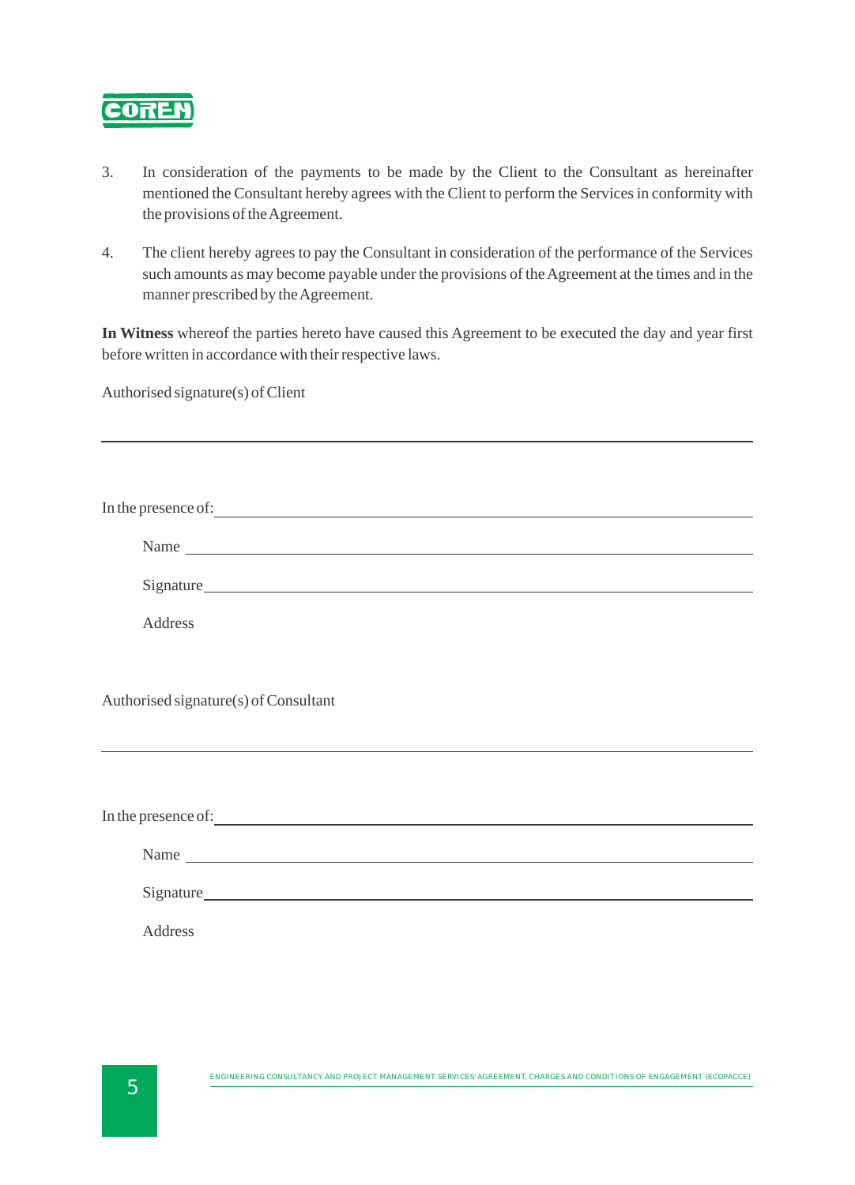3. In consideration of the payments to be made by the Client to the Consultant as hereinafter mentioned the Consultant hereby agrees with the Client to perform the Services in conformity with the provisions of the Agreement.

4. The client hereby agrees to pay the Consultant in consideration of the performance of the Services such amounts as may become payable under the provisions of the Agreement at the times and in the manner prescribed by the Agreement.

**In Witness** whereof the parties hereto have caused this Agreement to be executed the day and year first before written in accordance with their respective laws.

Authorised signature(s) of Client

______________________________________________

In the presence of: ______________________________

Name ______________________________

Signature ______________________________

Address

Authorised signature(s) of Consultant

______________________________________________

In the presence of: ______________________________

Name ______________________________

Signature ______________________________

Address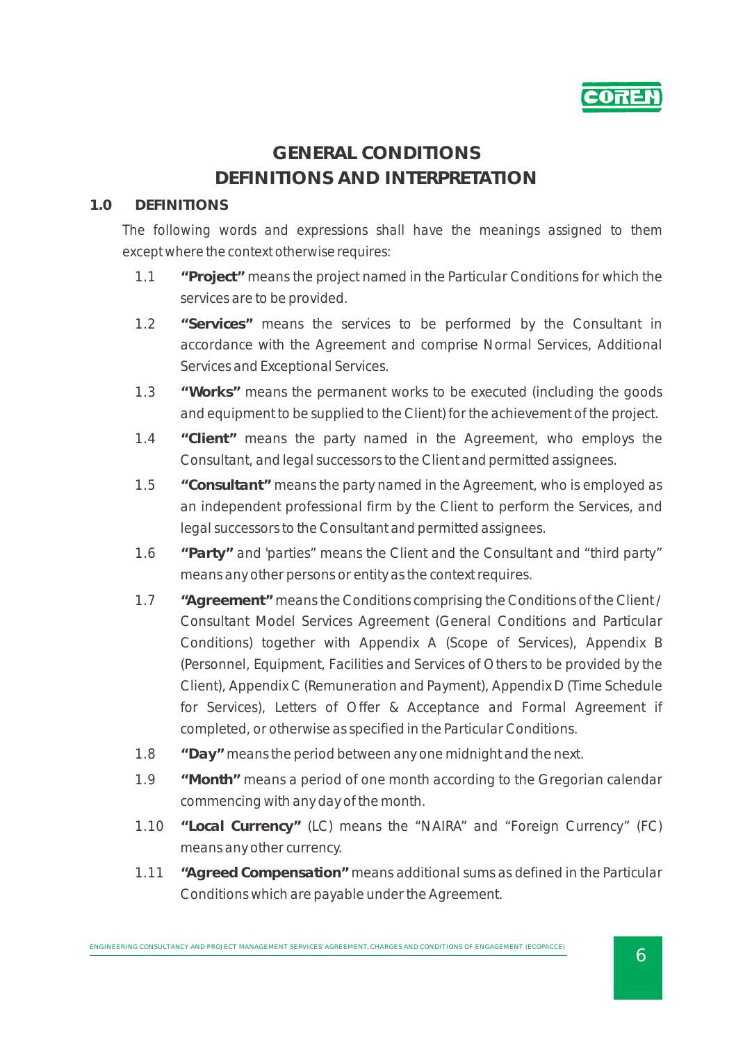# GENERAL CONDITIONS
# DEFINITIONS AND INTERPRETATION

## 1.0 DEFINITIONS

The following words and expressions shall have the meanings assigned to them except where the context otherwise requires:

1.1 **"Project"** means the project named in the Particular Conditions for which the services are to be provided.

1.2 **"Services"** means the services to be performed by the Consultant in accordance with the Agreement and comprise Normal Services, Additional Services and Exceptional Services.

1.3 **"Works"** means the permanent works to be executed (including the goods and equipment to be supplied to the Client) for the achievement of the project.

1.4 **"Client"** means the party named in the Agreement, who employs the Consultant, and legal successors to the Client and permitted assignees.

1.5 **"Consultant"** means the party named in the Agreement, who is employed as an independent professional firm by the Client to perform the Services, and legal successors to the Consultant and permitted assignees.

1.6 **"Party"** and 'parties" means the Client and the Consultant and "third party" means any other persons or entity as the context requires.

1.7 **"Agreement"** means the Conditions comprising the Conditions of the Client / Consultant Model Services Agreement (General Conditions and Particular Conditions) together with Appendix A (Scope of Services), Appendix B (Personnel, Equipment, Facilities and Services of Others to be provided by the Client), Appendix C (Remuneration and Payment), Appendix D (Time Schedule for Services), Letters of Offer & Acceptance and Formal Agreement if completed, or otherwise as specified in the Particular Conditions.

1.8 **"Day"** means the period between any one midnight and the next.

1.9 **"Month"** means a period of one month according to the Gregorian calendar commencing with any day of the month.

1.10 **"Local Currency"** (LC) means the "NAIRA" and "Foreign Currency" (FC) means any other currency.

1.11 **"Agreed Compensation"** means additional sums as defined in the Particular Conditions which are payable under the Agreement.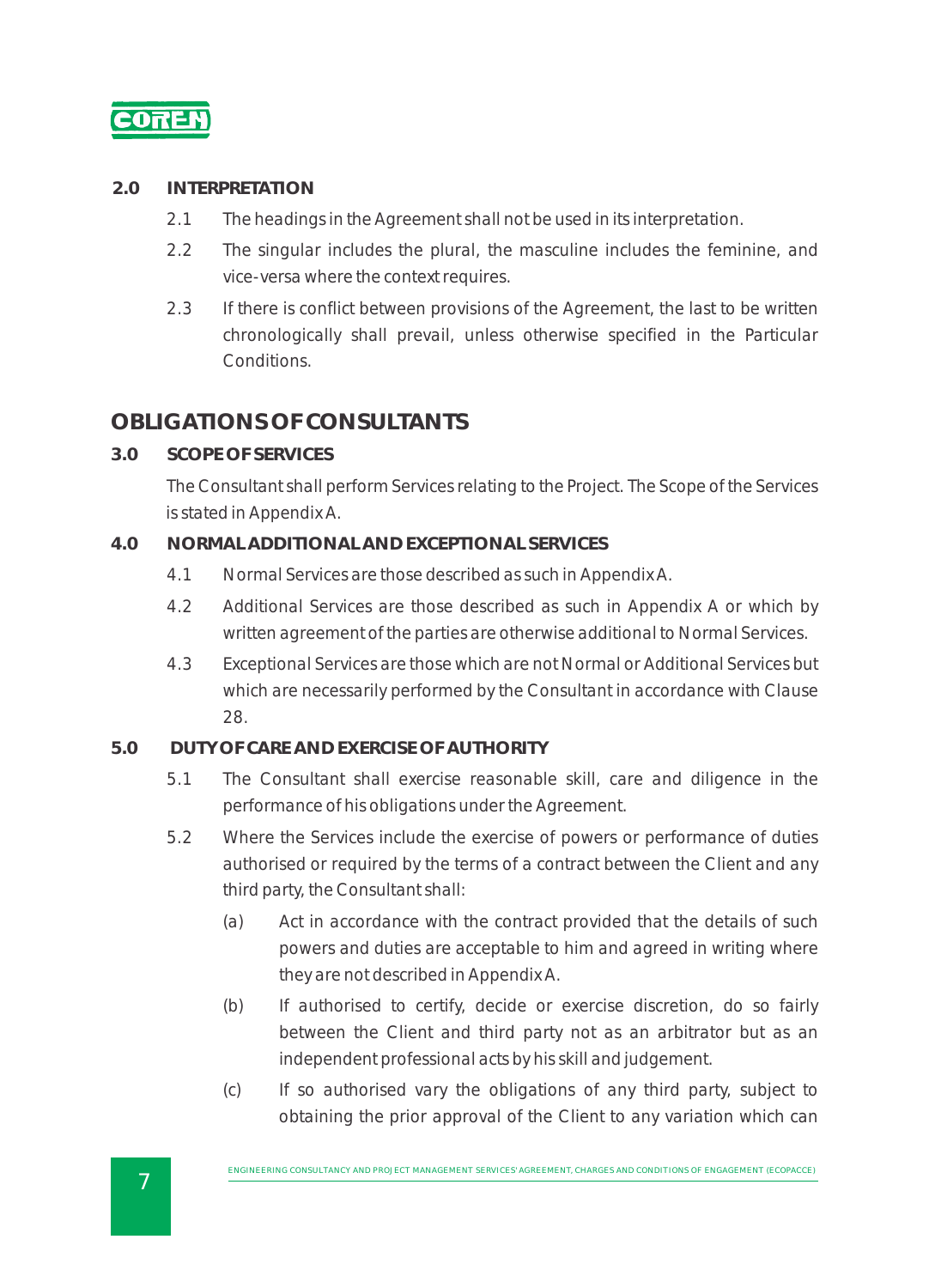### 2.0 INTERPRETATION

2.1 The headings in the Agreement shall not be used in its interpretation.

2.2 The singular includes the plural, the masculine includes the feminine, and vice-versa where the context requires.

2.3 If there is conflict between provisions of the Agreement, the last to be written chronologically shall prevail, unless otherwise specified in the Particular Conditions.

## OBLIGATIONS OF CONSULTANTS

### 3.0 SCOPE OF SERVICES

The Consultant shall perform Services relating to the Project. The Scope of the Services is stated in Appendix A.

### 4.0 NORMAL ADDITIONAL AND EXCEPTIONAL SERVICES

4.1 Normal Services are those described as such in Appendix A.

4.2 Additional Services are those described as such in Appendix A or which by written agreement of the parties are otherwise additional to Normal Services.

4.3 Exceptional Services are those which are not Normal or Additional Services but which are necessarily performed by the Consultant in accordance with Clause 28.

### 5.0 DUTY OF CARE AND EXERCISE OF AUTHORITY

5.1 The Consultant shall exercise reasonable skill, care and diligence in the performance of his obligations under the Agreement.

5.2 Where the Services include the exercise of powers or performance of duties authorised or required by the terms of a contract between the Client and any third party, the Consultant shall:

(a) Act in accordance with the contract provided that the details of such powers and duties are acceptable to him and agreed in writing where they are not described in Appendix A.

(b) If authorised to certify, decide or exercise discretion, do so fairly between the Client and third party not as an arbitrator but as an independent professional acts by his skill and judgement.

(c) If so authorised vary the obligations of any third party, subject to obtaining the prior approval of the Client to any variation which can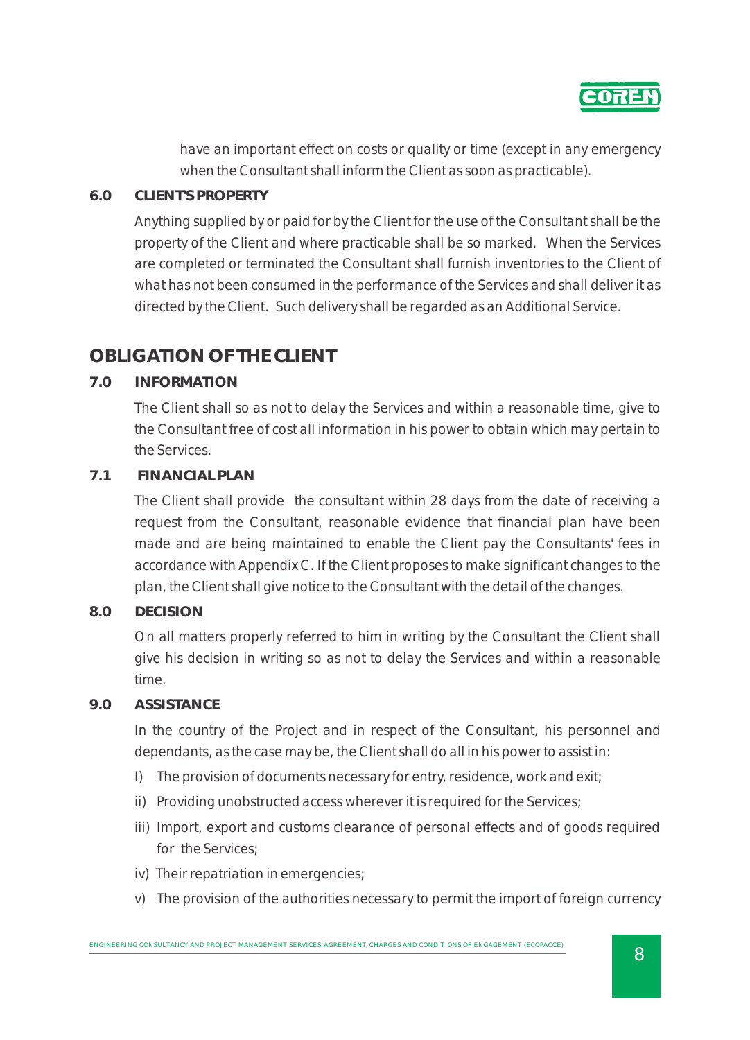have an important effect on costs or quality or time (except in any emergency when the Consultant shall inform the Client as soon as practicable).

**6.0 CLIENT'S PROPERTY**

Anything supplied by or paid for by the Client for the use of the Consultant shall be the property of the Client and where practicable shall be so marked. When the Services are completed or terminated the Consultant shall furnish inventories to the Client of what has not been consumed in the performance of the Services and shall deliver it as directed by the Client. Such delivery shall be regarded as an Additional Service.

## OBLIGATION OF THE CLIENT

**7.0 INFORMATION**

The Client shall so as not to delay the Services and within a reasonable time, give to the Consultant free of cost all information in his power to obtain which may pertain to the Services.

**7.1 FINANCIAL PLAN**

The Client shall provide the consultant within 28 days from the date of receiving a request from the Consultant, reasonable evidence that financial plan have been made and are being maintained to enable the Client pay the Consultants' fees in accordance with Appendix C. If the Client proposes to make significant changes to the plan, the Client shall give notice to the Consultant with the detail of the changes.

**8.0 DECISION**

On all matters properly referred to him in writing by the Consultant the Client shall give his decision in writing so as not to delay the Services and within a reasonable time.

**9.0 ASSISTANCE**

In the country of the Project and in respect of the Consultant, his personnel and dependants, as the case may be, the Client shall do all in his power to assist in:

I) The provision of documents necessary for entry, residence, work and exit;

ii) Providing unobstructed access wherever it is required for the Services;

iii) Import, export and customs clearance of personal effects and of goods required for the Services;

iv) Their repatriation in emergencies;

v) The provision of the authorities necessary to permit the import of foreign currency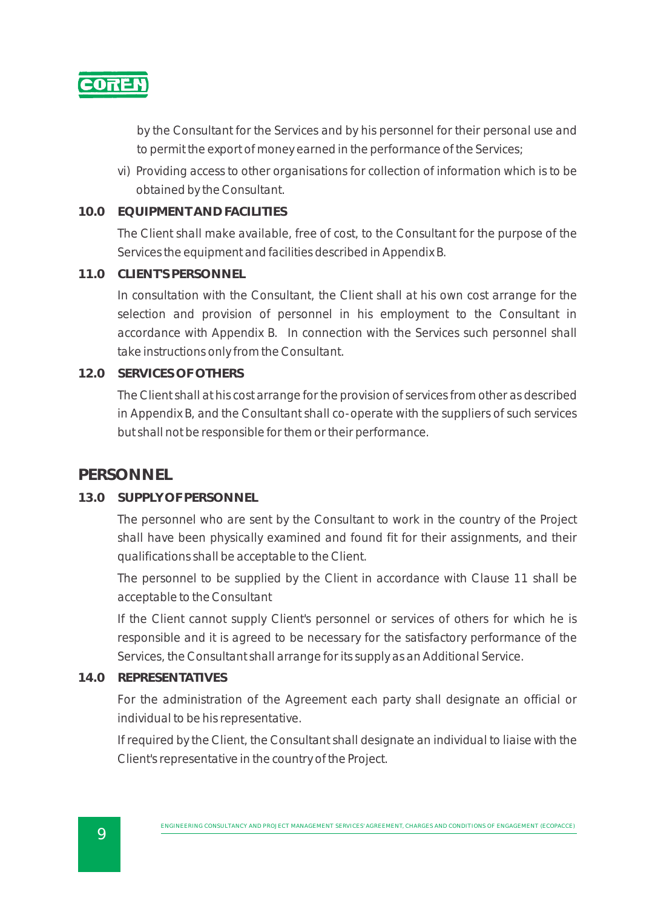by the Consultant for the Services and by his personnel for their personal use and to permit the export of money earned in the performance of the Services;

vi) Providing access to other organisations for collection of information which is to be obtained by the Consultant.

### 10.0 EQUIPMENT AND FACILITIES

The Client shall make available, free of cost, to the Consultant for the purpose of the Services the equipment and facilities described in Appendix B.

### 11.0 CLIENT'S PERSONNEL

In consultation with the Consultant, the Client shall at his own cost arrange for the selection and provision of personnel in his employment to the Consultant in accordance with Appendix B. In connection with the Services such personnel shall take instructions only from the Consultant.

### 12.0 SERVICES OF OTHERS

The Client shall at his cost arrange for the provision of services from other as described in Appendix B, and the Consultant shall co-operate with the suppliers of such services but shall not be responsible for them or their performance.

## PERSONNEL

### 13.0 SUPPLY OF PERSONNEL

The personnel who are sent by the Consultant to work in the country of the Project shall have been physically examined and found fit for their assignments, and their qualifications shall be acceptable to the Client.

The personnel to be supplied by the Client in accordance with Clause 11 shall be acceptable to the Consultant

If the Client cannot supply Client's personnel or services of others for which he is responsible and it is agreed to be necessary for the satisfactory performance of the Services, the Consultant shall arrange for its supply as an Additional Service.

### 14.0 REPRESENTATIVES

For the administration of the Agreement each party shall designate an official or individual to be his representative.

If required by the Client, the Consultant shall designate an individual to liaise with the Client's representative in the country of the Project.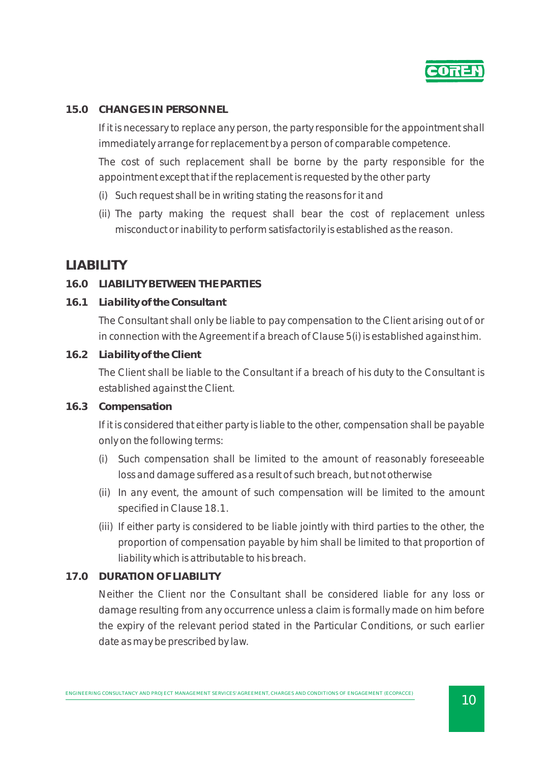### 15.0 CHANGES IN PERSONNEL

If it is necessary to replace any person, the party responsible for the appointment shall immediately arrange for replacement by a person of comparable competence.

The cost of such replacement shall be borne by the party responsible for the appointment except that if the replacement is requested by the other party

(i) Such request shall be in writing stating the reasons for it and

(ii) The party making the request shall bear the cost of replacement unless misconduct or inability to perform satisfactorily is established as the reason.

## LIABILITY

### 16.0 LIABILITY BETWEEN THE PARTIES

#### 16.1 Liability of the Consultant

The Consultant shall only be liable to pay compensation to the Client arising out of or in connection with the Agreement if a breach of Clause 5(i) is established against him.

#### 16.2 Liability of the Client

The Client shall be liable to the Consultant if a breach of his duty to the Consultant is established against the Client.

#### 16.3 Compensation

If it is considered that either party is liable to the other, compensation shall be payable only on the following terms:

(i) Such compensation shall be limited to the amount of reasonably foreseeable loss and damage suffered as a result of such breach, but not otherwise

(ii) In any event, the amount of such compensation will be limited to the amount specified in Clause 18.1.

(iii) If either party is considered to be liable jointly with third parties to the other, the proportion of compensation payable by him shall be limited to that proportion of liability which is attributable to his breach.

### 17.0 DURATION OF LIABILITY

Neither the Client nor the Consultant shall be considered liable for any loss or damage resulting from any occurrence unless a claim is formally made on him before the expiry of the relevant period stated in the Particular Conditions, or such earlier date as may be prescribed by law.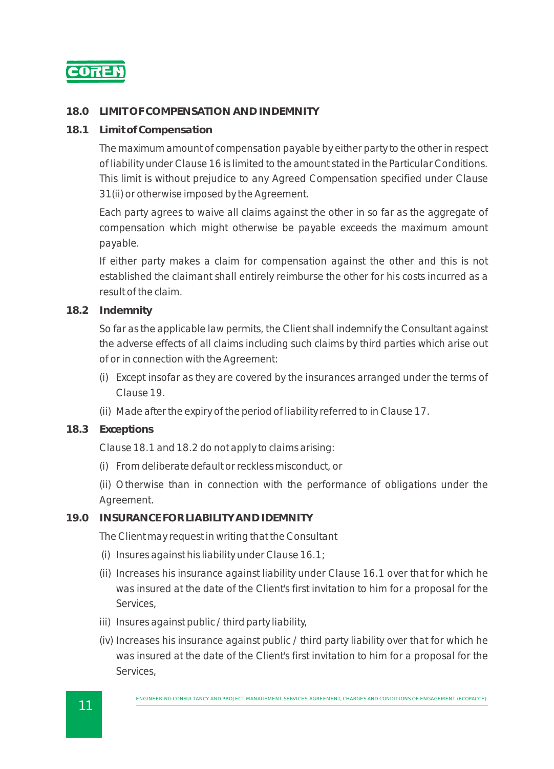## 18.0 LIMIT OF COMPENSATION AND INDEMNITY

### 18.1 Limit of Compensation

The maximum amount of compensation payable by either party to the other in respect of liability under Clause 16 is limited to the amount stated in the Particular Conditions. This limit is without prejudice to any Agreed Compensation specified under Clause 31(ii) or otherwise imposed by the Agreement.

Each party agrees to waive all claims against the other in so far as the aggregate of compensation which might otherwise be payable exceeds the maximum amount payable.

If either party makes a claim for compensation against the other and this is not established the claimant shall entirely reimburse the other for his costs incurred as a result of the claim.

### 18.2 Indemnity

So far as the applicable law permits, the Client shall indemnify the Consultant against the adverse effects of all claims including such claims by third parties which arise out of or in connection with the Agreement:

(i) Except insofar as they are covered by the insurances arranged under the terms of Clause 19.

(ii) Made after the expiry of the period of liability referred to in Clause 17.

### 18.3 Exceptions

Clause 18.1 and 18.2 do not apply to claims arising:

(i) From deliberate default or reckless misconduct, or

(ii) Otherwise than in connection with the performance of obligations under the Agreement.

## 19.0 INSURANCE FOR LIABILITY AND IDEMNITY

The Client may request in writing that the Consultant

(i) Insures against his liability under Clause 16.1;

(ii) Increases his insurance against liability under Clause 16.1 over that for which he was insured at the date of the Client's first invitation to him for a proposal for the Services,

iii) Insures against public / third party liability,

(iv) Increases his insurance against public / third party liability over that for which he was insured at the date of the Client's first invitation to him for a proposal for the Services,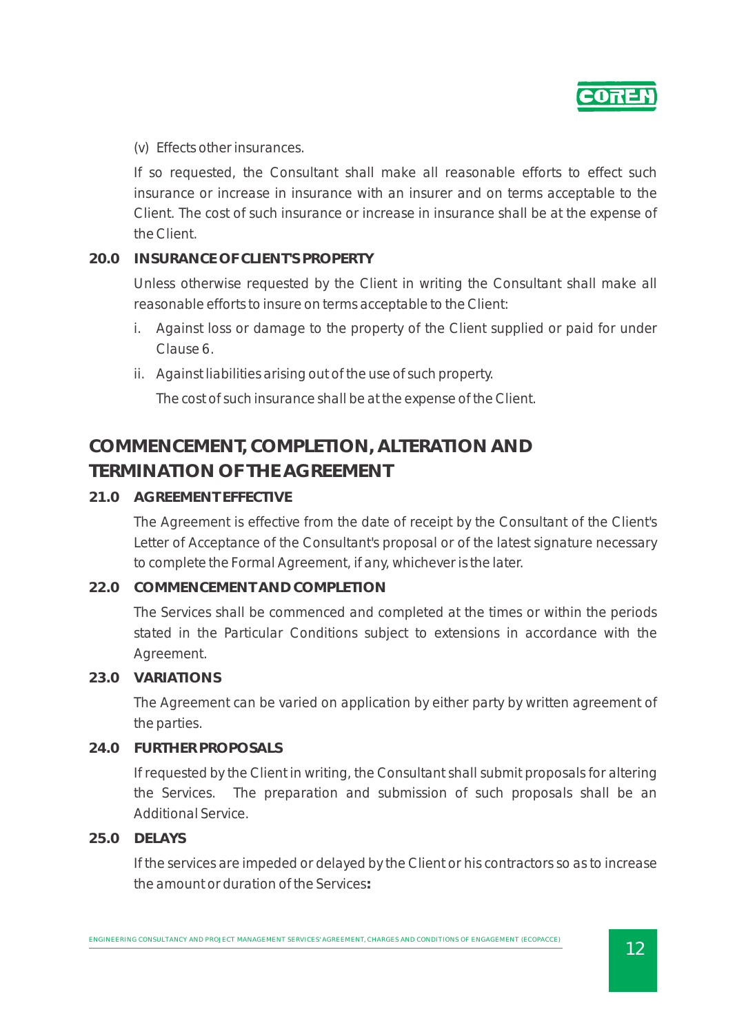(v) Effects other insurances.

If so requested, the Consultant shall make all reasonable efforts to effect such insurance or increase in insurance with an insurer and on terms acceptable to the Client. The cost of such insurance or increase in insurance shall be at the expense of the Client.

### 20.0 INSURANCE OF CLIENT'S PROPERTY

Unless otherwise requested by the Client in writing the Consultant shall make all reasonable efforts to insure on terms acceptable to the Client:

i. Against loss or damage to the property of the Client supplied or paid for under Clause 6.

ii. Against liabilities arising out of the use of such property.

   The cost of such insurance shall be at the expense of the Client.

## COMMENCEMENT, COMPLETION, ALTERATION AND TERMINATION OF THE AGREEMENT

### 21.0 AGREEMENT EFFECTIVE

The Agreement is effective from the date of receipt by the Consultant of the Client's Letter of Acceptance of the Consultant's proposal or of the latest signature necessary to complete the Formal Agreement, if any, whichever is the later.

### 22.0 COMMENCEMENT AND COMPLETION

The Services shall be commenced and completed at the times or within the periods stated in the Particular Conditions subject to extensions in accordance with the Agreement.

### 23.0 VARIATIONS

The Agreement can be varied on application by either party by written agreement of the parties.

### 24.0 FURTHER PROPOSALS

If requested by the Client in writing, the Consultant shall submit proposals for altering the Services. The preparation and submission of such proposals shall be an Additional Service.

### 25.0 DELAYS

If the services are impeded or delayed by the Client or his contractors so as to increase the amount or duration of the Services**:**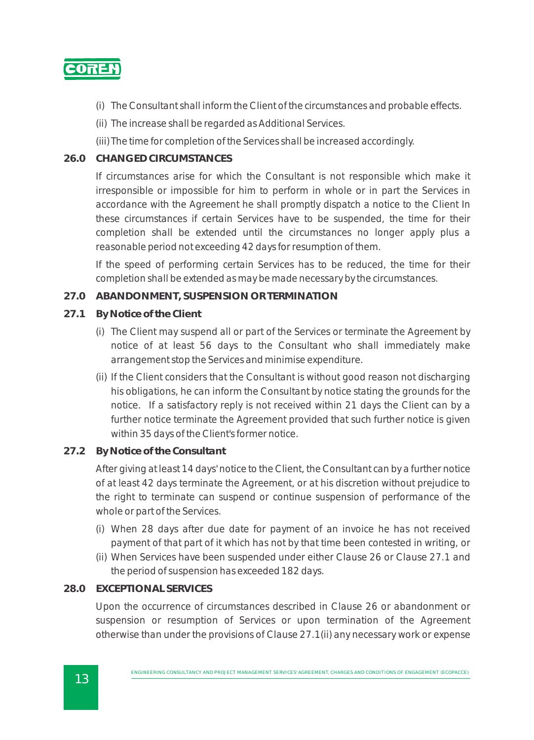(i) The Consultant shall inform the Client of the circumstances and probable effects.

(ii) The increase shall be regarded as Additional Services.

(iii) The time for completion of the Services shall be increased accordingly.

## 26.0 CHANGED CIRCUMSTANCES

If circumstances arise for which the Consultant is not responsible which make it irresponsible or impossible for him to perform in whole or in part the Services in accordance with the Agreement he shall promptly dispatch a notice to the Client In these circumstances if certain Services have to be suspended, the time for their completion shall be extended until the circumstances no longer apply plus a reasonable period not exceeding 42 days for resumption of them.

If the speed of performing certain Services has to be reduced, the time for their completion shall be extended as may be made necessary by the circumstances.

## 27.0 ABANDONMENT, SUSPENSION OR TERMINATION

### 27.1 By Notice of the Client

(i) The Client may suspend all or part of the Services or terminate the Agreement by notice of at least 56 days to the Consultant who shall immediately make arrangement stop the Services and minimise expenditure.

(ii) If the Client considers that the Consultant is without good reason not discharging his obligations, he can inform the Consultant by notice stating the grounds for the notice. If a satisfactory reply is not received within 21 days the Client can by a further notice terminate the Agreement provided that such further notice is given within 35 days of the Client's former notice.

### 27.2 By Notice of the Consultant

After giving at least 14 days' notice to the Client, the Consultant can by a further notice of at least 42 days terminate the Agreement, or at his discretion without prejudice to the right to terminate can suspend or continue suspension of performance of the whole or part of the Services.

(i) When 28 days after due date for payment of an invoice he has not received payment of that part of it which has not by that time been contested in writing, or

(ii) When Services have been suspended under either Clause 26 or Clause 27.1 and the period of suspension has exceeded 182 days.

## 28.0 EXCEPTIONAL SERVICES

Upon the occurrence of circumstances described in Clause 26 or abandonment or suspension or resumption of Services or upon termination of the Agreement otherwise than under the provisions of Clause 27.1(ii) any necessary work or expense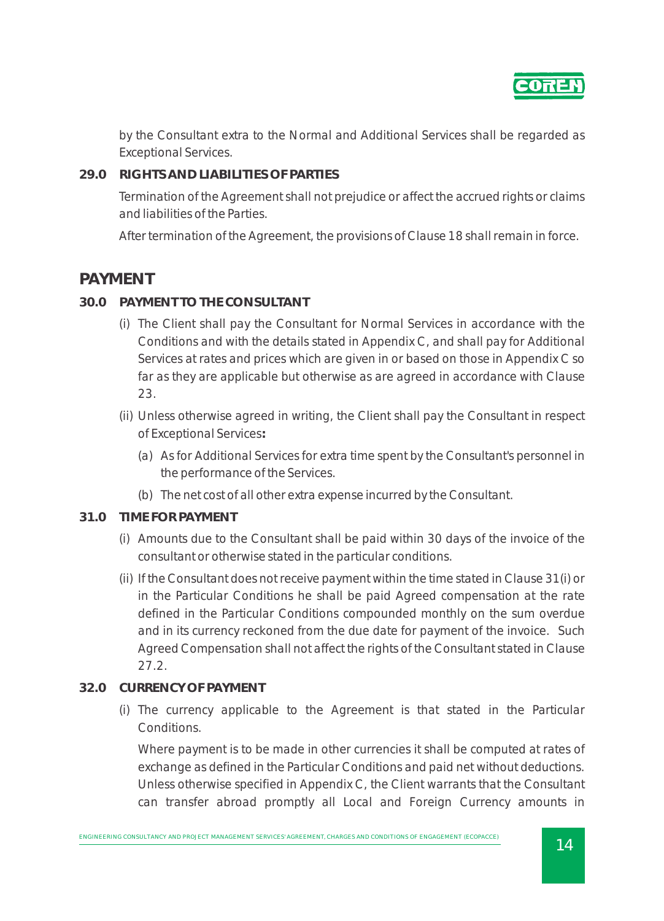by the Consultant extra to the Normal and Additional Services shall be regarded as Exceptional Services.

**29.0 RIGHTS AND LIABILITIES OF PARTIES**

Termination of the Agreement shall not prejudice or affect the accrued rights or claims and liabilities of the Parties.

After termination of the Agreement, the provisions of Clause 18 shall remain in force.

## PAYMENT

**30.0 PAYMENT TO THE CONSULTANT**

(i) The Client shall pay the Consultant for Normal Services in accordance with the Conditions and with the details stated in Appendix C, and shall pay for Additional Services at rates and prices which are given in or based on those in Appendix C so far as they are applicable but otherwise as are agreed in accordance with Clause 23.

(ii) Unless otherwise agreed in writing, the Client shall pay the Consultant in respect of Exceptional Services**:**

(a) As for Additional Services for extra time spent by the Consultant's personnel in the performance of the Services.

(b) The net cost of all other extra expense incurred by the Consultant.

**31.0 TIME FOR PAYMENT**

(i) Amounts due to the Consultant shall be paid within 30 days of the invoice of the consultant or otherwise stated in the particular conditions.

(ii) If the Consultant does not receive payment within the time stated in Clause 31(i) or in the Particular Conditions he shall be paid Agreed compensation at the rate defined in the Particular Conditions compounded monthly on the sum overdue and in its currency reckoned from the due date for payment of the invoice. Such Agreed Compensation shall not affect the rights of the Consultant stated in Clause 27.2.

**32.0 CURRENCY OF PAYMENT**

(i) The currency applicable to the Agreement is that stated in the Particular Conditions.

Where payment is to be made in other currencies it shall be computed at rates of exchange as defined in the Particular Conditions and paid net without deductions. Unless otherwise specified in Appendix C, the Client warrants that the Consultant can transfer abroad promptly all Local and Foreign Currency amounts in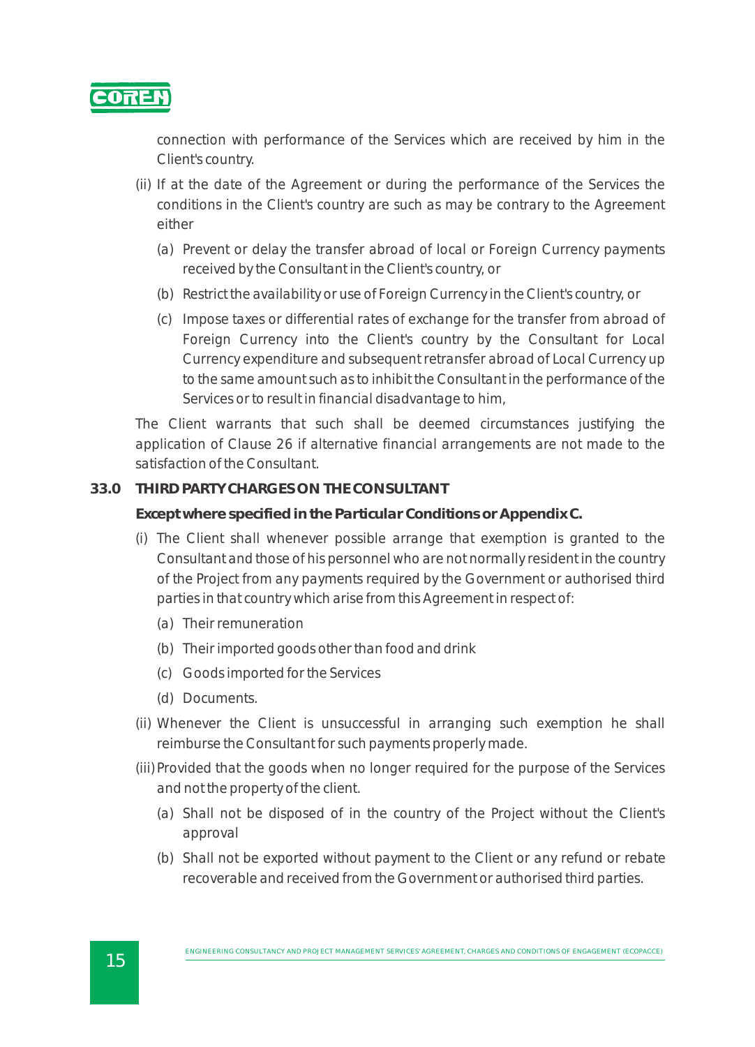connection with performance of the Services which are received by him in the Client's country.

(ii) If at the date of the Agreement or during the performance of the Services the conditions in the Client's country are such as may be contrary to the Agreement either

  (a) Prevent or delay the transfer abroad of local or Foreign Currency payments received by the Consultant in the Client's country, or

  (b) Restrict the availability or use of Foreign Currency in the Client's country, or

  (c) Impose taxes or differential rates of exchange for the transfer from abroad of Foreign Currency into the Client's country by the Consultant for Local Currency expenditure and subsequent retransfer abroad of Local Currency up to the same amount such as to inhibit the Consultant in the performance of the Services or to result in financial disadvantage to him,

The Client warrants that such shall be deemed circumstances justifying the application of Clause 26 if alternative financial arrangements are not made to the satisfaction of the Consultant.

## 33.0 THIRD PARTY CHARGES ON THE CONSULTANT

**Except where specified in the Particular Conditions or Appendix C.**

(i) The Client shall whenever possible arrange that exemption is granted to the Consultant and those of his personnel who are not normally resident in the country of the Project from any payments required by the Government or authorised third parties in that country which arise from this Agreement in respect of:

  (a) Their remuneration

  (b) Their imported goods other than food and drink

  (c) Goods imported for the Services

  (d) Documents.

(ii) Whenever the Client is unsuccessful in arranging such exemption he shall reimburse the Consultant for such payments properly made.

(iii) Provided that the goods when no longer required for the purpose of the Services and not the property of the client.

  (a) Shall not be disposed of in the country of the Project without the Client's approval

  (b) Shall not be exported without payment to the Client or any refund or rebate recoverable and received from the Government or authorised third parties.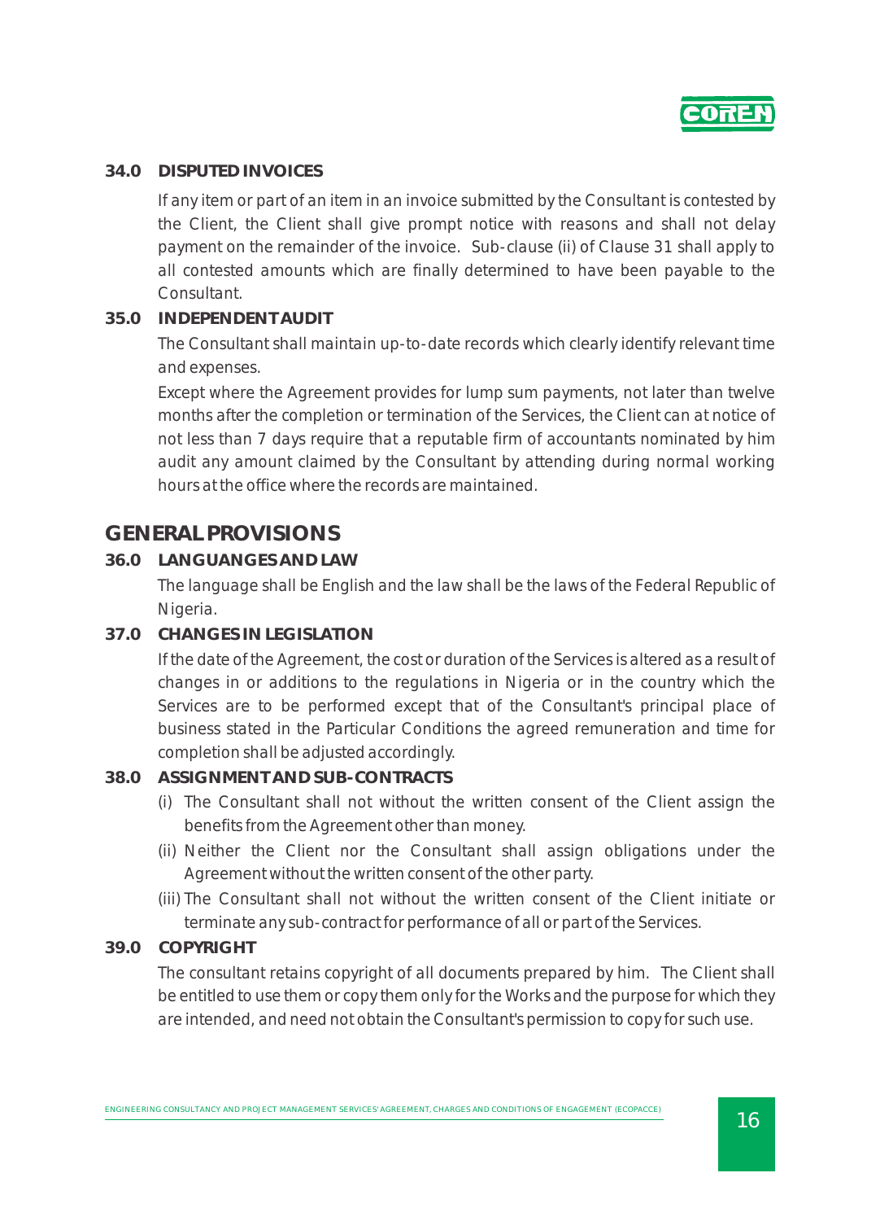### 34.0 DISPUTED INVOICES

If any item or part of an item in an invoice submitted by the Consultant is contested by the Client, the Client shall give prompt notice with reasons and shall not delay payment on the remainder of the invoice. Sub-clause (ii) of Clause 31 shall apply to all contested amounts which are finally determined to have been payable to the Consultant.

### 35.0 INDEPENDENT AUDIT

The Consultant shall maintain up-to-date records which clearly identify relevant time and expenses.

Except where the Agreement provides for lump sum payments, not later than twelve months after the completion or termination of the Services, the Client can at notice of not less than 7 days require that a reputable firm of accountants nominated by him audit any amount claimed by the Consultant by attending during normal working hours at the office where the records are maintained.

## GENERAL PROVISIONS

### 36.0 LANGUANGES AND LAW

The language shall be English and the law shall be the laws of the Federal Republic of Nigeria.

### 37.0 CHANGES IN LEGISLATION

If the date of the Agreement, the cost or duration of the Services is altered as a result of changes in or additions to the regulations in Nigeria or in the country which the Services are to be performed except that of the Consultant's principal place of business stated in the Particular Conditions the agreed remuneration and time for completion shall be adjusted accordingly.

### 38.0 ASSIGNMENT AND SUB-CONTRACTS

(i) The Consultant shall not without the written consent of the Client assign the benefits from the Agreement other than money.

(ii) Neither the Client nor the Consultant shall assign obligations under the Agreement without the written consent of the other party.

(iii) The Consultant shall not without the written consent of the Client initiate or terminate any sub-contract for performance of all or part of the Services.

### 39.0 COPYRIGHT

The consultant retains copyright of all documents prepared by him. The Client shall be entitled to use them or copy them only for the Works and the purpose for which they are intended, and need not obtain the Consultant's permission to copy for such use.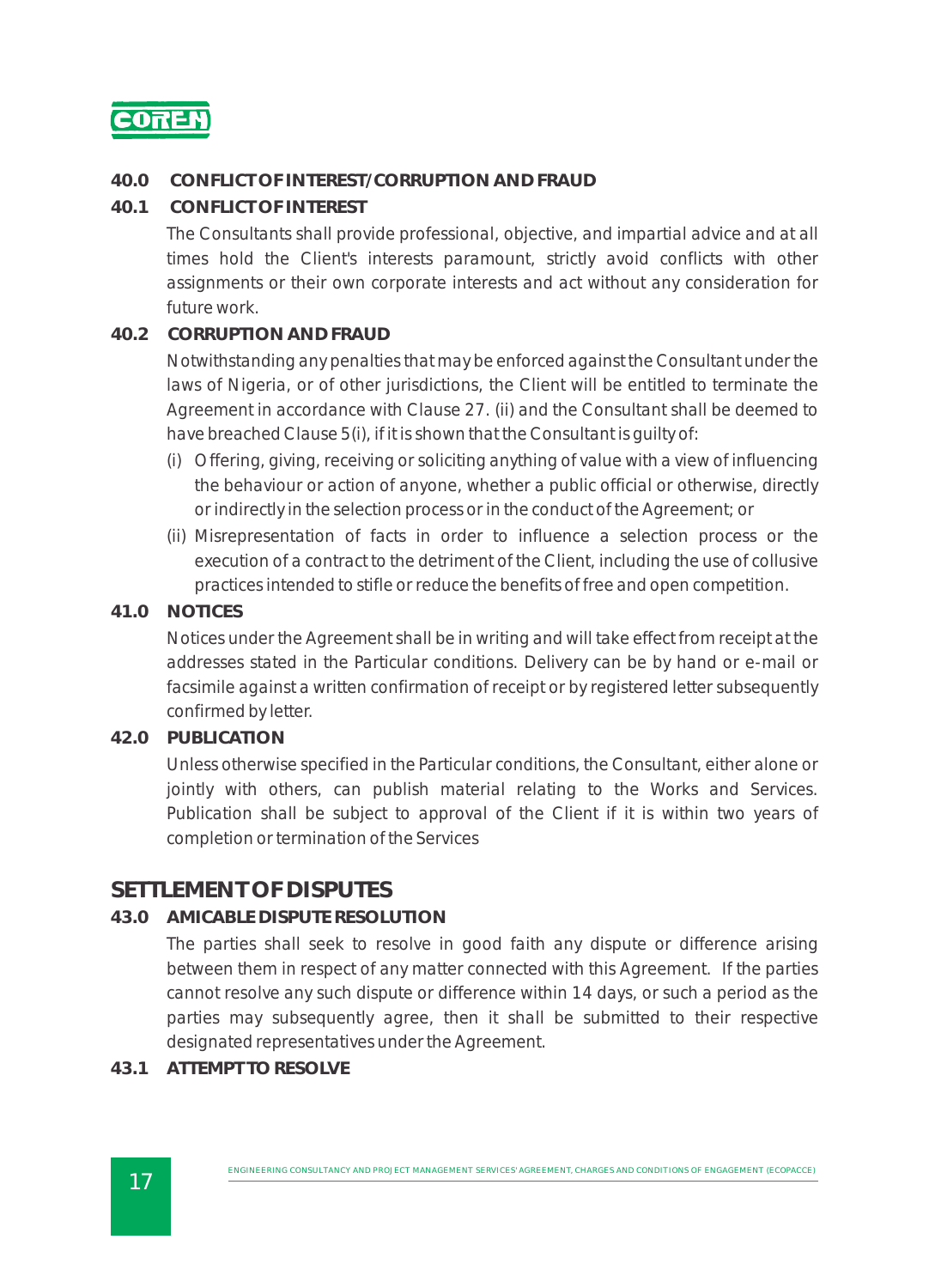## 40.0 CONFLICT OF INTEREST/CORRUPTION AND FRAUD

### 40.1 CONFLICT OF INTEREST

The Consultants shall provide professional, objective, and impartial advice and at all times hold the Client's interests paramount, strictly avoid conflicts with other assignments or their own corporate interests and act without any consideration for future work.

### 40.2 CORRUPTION AND FRAUD

Notwithstanding any penalties that may be enforced against the Consultant under the laws of Nigeria, or of other jurisdictions, the Client will be entitled to terminate the Agreement in accordance with Clause 27. (ii) and the Consultant shall be deemed to have breached Clause 5(i), if it is shown that the Consultant is guilty of:

(i) Offering, giving, receiving or soliciting anything of value with a view of influencing the behaviour or action of anyone, whether a public official or otherwise, directly or indirectly in the selection process or in the conduct of the Agreement; or

(ii) Misrepresentation of facts in order to influence a selection process or the execution of a contract to the detriment of the Client, including the use of collusive practices intended to stifle or reduce the benefits of free and open competition.

## 41.0 NOTICES

Notices under the Agreement shall be in writing and will take effect from receipt at the addresses stated in the Particular conditions. Delivery can be by hand or e-mail or facsimile against a written confirmation of receipt or by registered letter subsequently confirmed by letter.

## 42.0 PUBLICATION

Unless otherwise specified in the Particular conditions, the Consultant, either alone or jointly with others, can publish material relating to the Works and Services. Publication shall be subject to approval of the Client if it is within two years of completion or termination of the Services

# SETTLEMENT OF DISPUTES

## 43.0 AMICABLE DISPUTE RESOLUTION

The parties shall seek to resolve in good faith any dispute or difference arising between them in respect of any matter connected with this Agreement. If the parties cannot resolve any such dispute or difference within 14 days, or such a period as the parties may subsequently agree, then it shall be submitted to their respective designated representatives under the Agreement.

### 43.1 ATTEMPT TO RESOLVE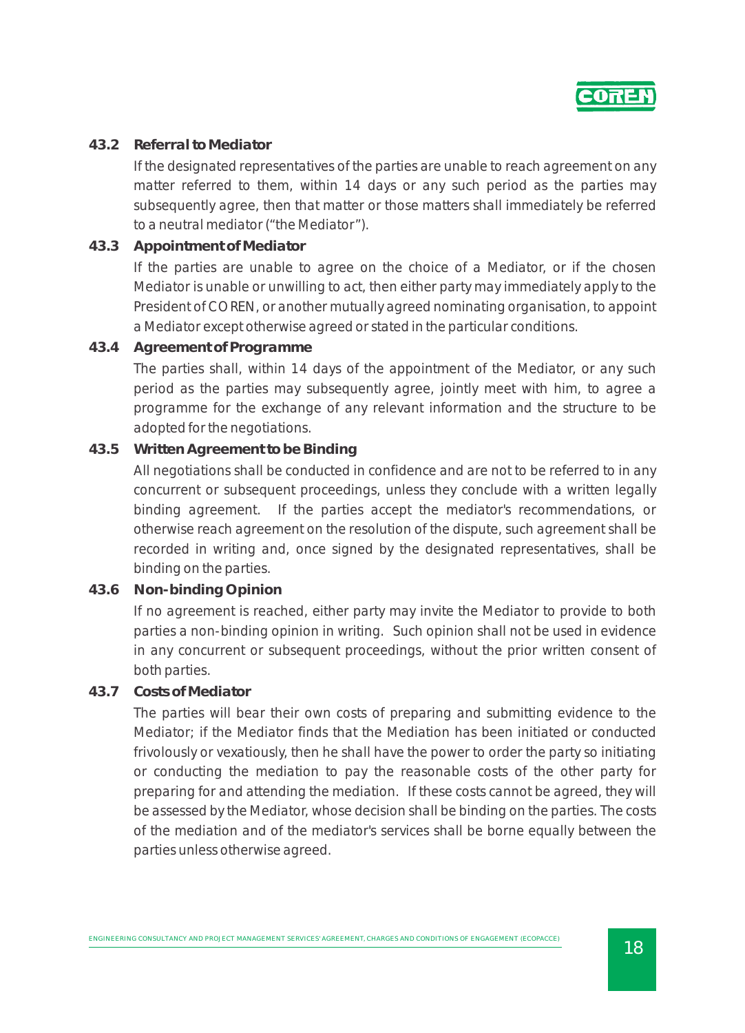**43.2 Referral to Mediator**

If the designated representatives of the parties are unable to reach agreement on any matter referred to them, within 14 days or any such period as the parties may subsequently agree, then that matter or those matters shall immediately be referred to a neutral mediator ("the Mediator").

**43.3 Appointment of Mediator**

If the parties are unable to agree on the choice of a Mediator, or if the chosen Mediator is unable or unwilling to act, then either party may immediately apply to the President of COREN, or another mutually agreed nominating organisation, to appoint a Mediator except otherwise agreed or stated in the particular conditions.

**43.4 Agreement of Programme**

The parties shall, within 14 days of the appointment of the Mediator, or any such period as the parties may subsequently agree, jointly meet with him, to agree a programme for the exchange of any relevant information and the structure to be adopted for the negotiations.

**43.5 Written Agreement to be Binding**

All negotiations shall be conducted in confidence and are not to be referred to in any concurrent or subsequent proceedings, unless they conclude with a written legally binding agreement. If the parties accept the mediator's recommendations, or otherwise reach agreement on the resolution of the dispute, such agreement shall be recorded in writing and, once signed by the designated representatives, shall be binding on the parties.

**43.6 Non-binding Opinion**

If no agreement is reached, either party may invite the Mediator to provide to both parties a non-binding opinion in writing. Such opinion shall not be used in evidence in any concurrent or subsequent proceedings, without the prior written consent of both parties.

**43.7 Costs of Mediator**

The parties will bear their own costs of preparing and submitting evidence to the Mediator; if the Mediator finds that the Mediation has been initiated or conducted frivolously or vexatiously, then he shall have the power to order the party so initiating or conducting the mediation to pay the reasonable costs of the other party for preparing for and attending the mediation. If these costs cannot be agreed, they will be assessed by the Mediator, whose decision shall be binding on the parties. The costs of the mediation and of the mediator's services shall be borne equally between the parties unless otherwise agreed.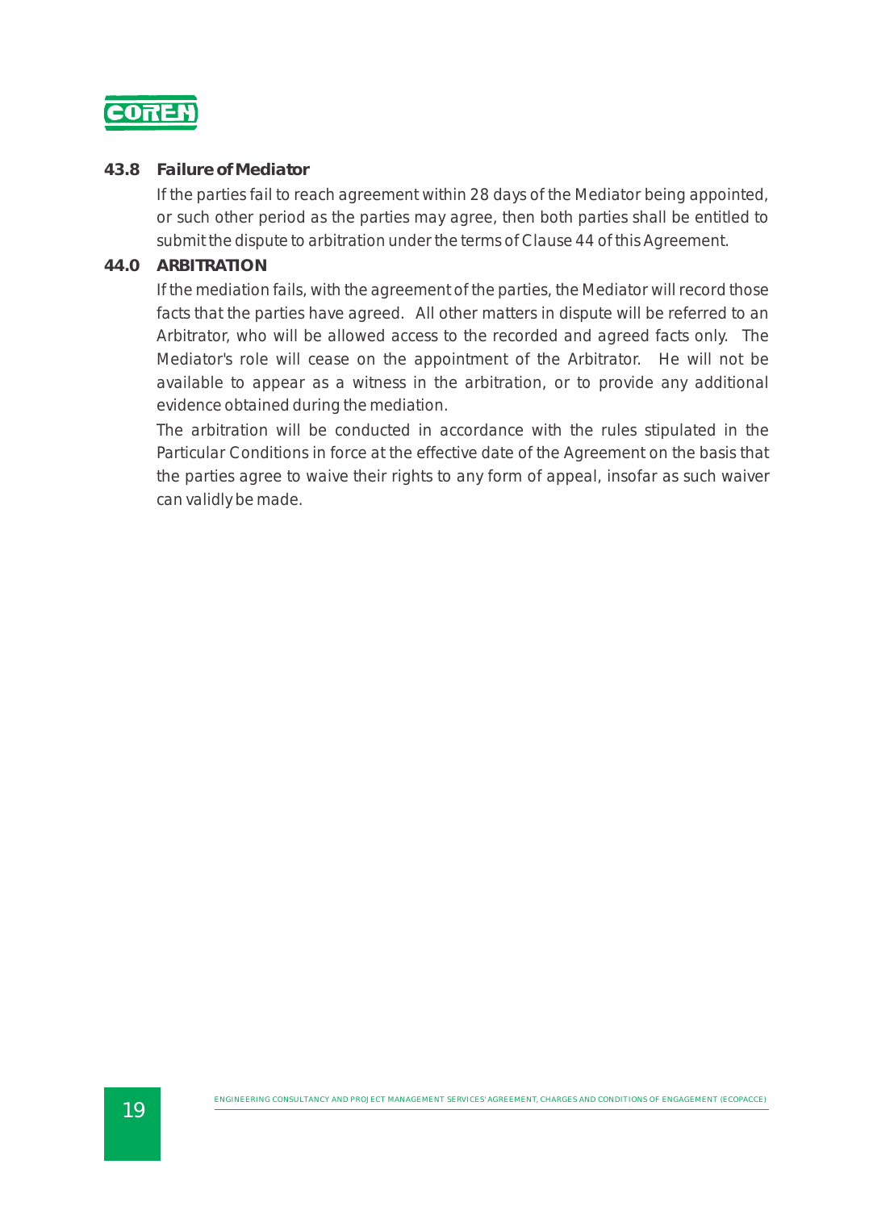### 43.8 Failure of Mediator

If the parties fail to reach agreement within 28 days of the Mediator being appointed, or such other period as the parties may agree, then both parties shall be entitled to submit the dispute to arbitration under the terms of Clause 44 of this Agreement.

## 44.0 ARBITRATION

If the mediation fails, with the agreement of the parties, the Mediator will record those facts that the parties have agreed. All other matters in dispute will be referred to an Arbitrator, who will be allowed access to the recorded and agreed facts only. The Mediator's role will cease on the appointment of the Arbitrator. He will not be available to appear as a witness in the arbitration, or to provide any additional evidence obtained during the mediation.

The arbitration will be conducted in accordance with the rules stipulated in the Particular Conditions in force at the effective date of the Agreement on the basis that the parties agree to waive their rights to any form of appeal, insofar as such waiver can validly be made.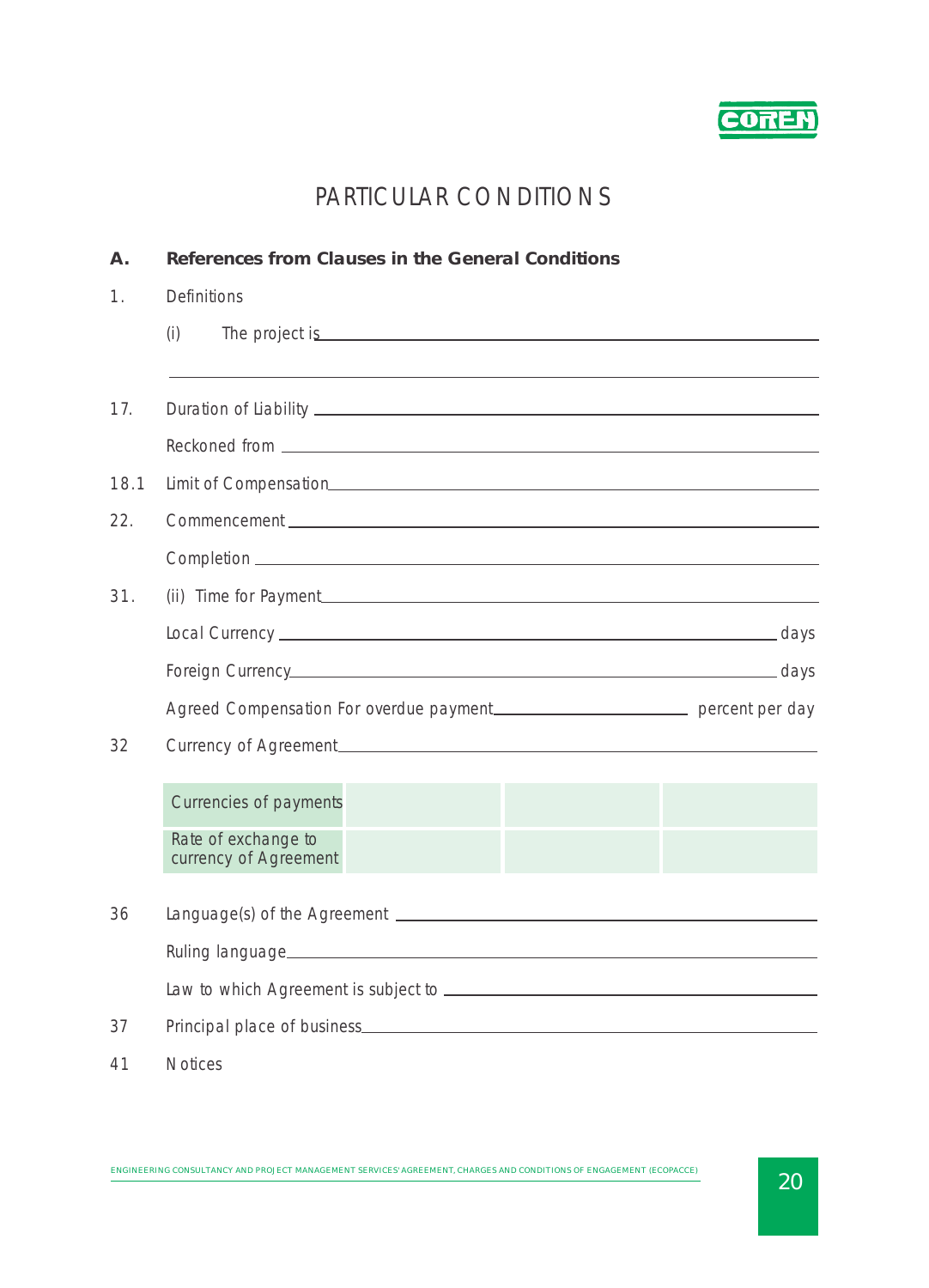# PARTICULAR CONDITIONS

**A. References from Clauses in the General Conditions**

1. Definitions

   (i) The project is ______________________________

   ______________________________

17. Duration of Liability ______________________________

    Reckoned from ______________________________

18.1 Limit of Compensation ______________________________

22. Commencement ______________________________

    Completion ______________________________

31. (ii) Time for Payment ______________________________

    Local Currency ______________________________ days

    Foreign Currency ______________________________ days

    Agreed Compensation For overdue payment ______________ percent per day

32 Currency of Agreement ______________________________

| Currencies of payments | | | |
|---|---|---|---|
| Rate of exchange to currency of Agreement | | | |

36 Language(s) of the Agreement ______________________________

   Ruling language ______________________________

   Law to which Agreement is subject to ______________________________

37 Principal place of business ______________________________

41 Notices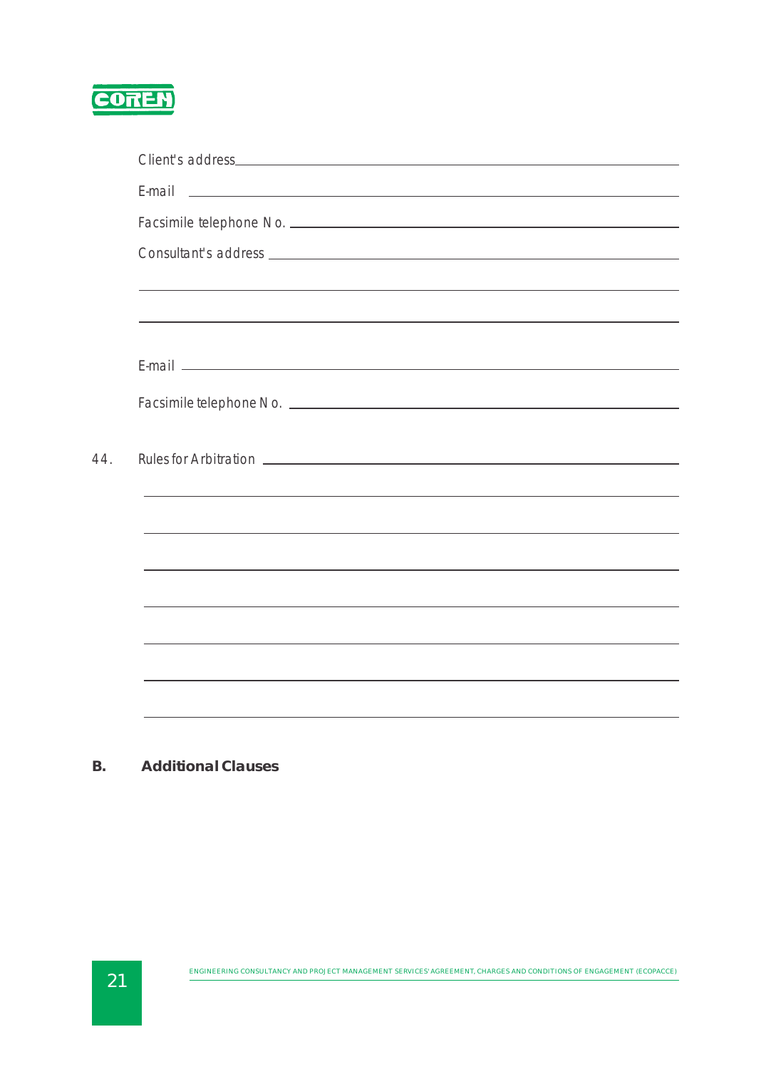Client's address ______________________________________________

E-mail ______________________________________________

Facsimile telephone No. ______________________________________________

Consultant's address ______________________________________________

______________________________________________

______________________________________________

E-mail ______________________________________________

Facsimile telephone No. ______________________________________________

44. Rules for Arbitration ______________________________________________

______________________________________________

______________________________________________

______________________________________________

______________________________________________

______________________________________________

______________________________________________

______________________________________________

## B. Additional Clauses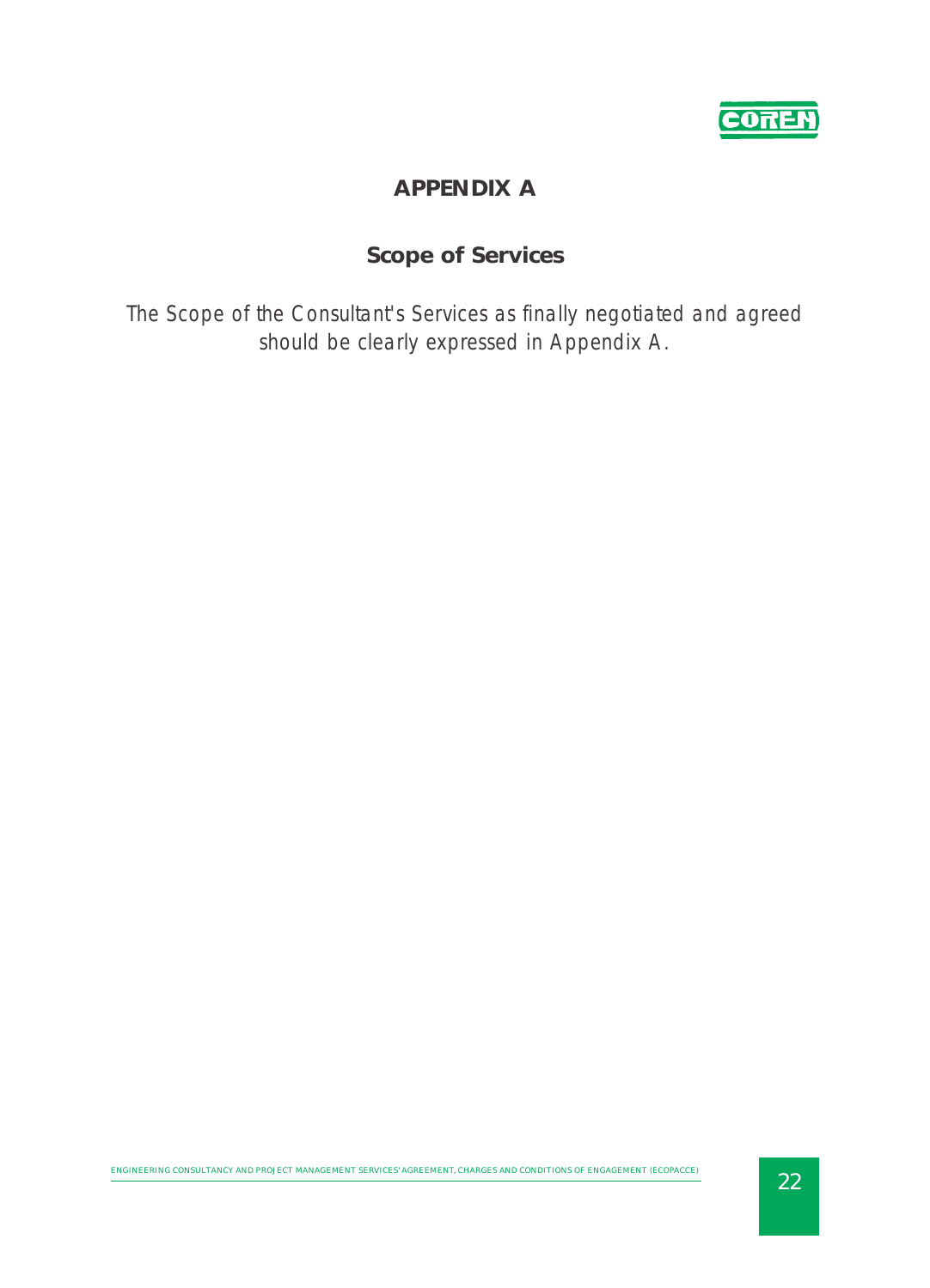# APPENDIX A

## Scope of Services

*The Scope of the Consultant's Services as finally negotiated and agreed should be clearly expressed in Appendix A.*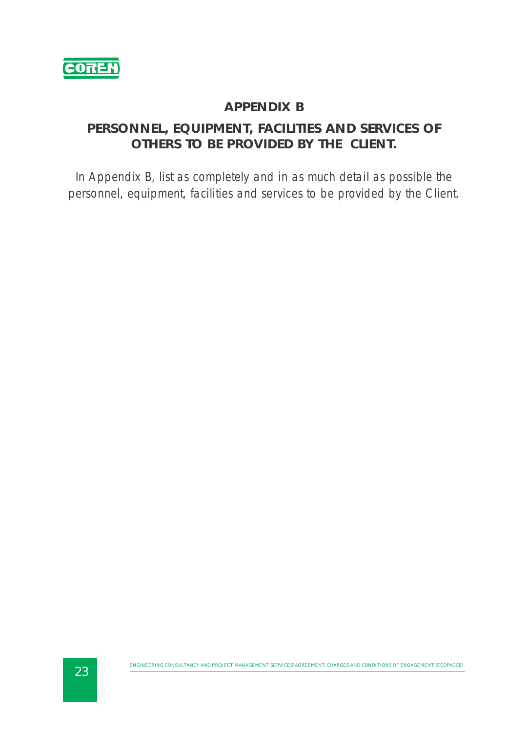# APPENDIX B

## PERSONNEL, EQUIPMENT, FACILITIES AND SERVICES OF OTHERS TO BE PROVIDED BY THE CLIENT.

*In Appendix B, list as completely and in as much detail as possible the personnel, equipment, facilities and services to be provided by the Client.*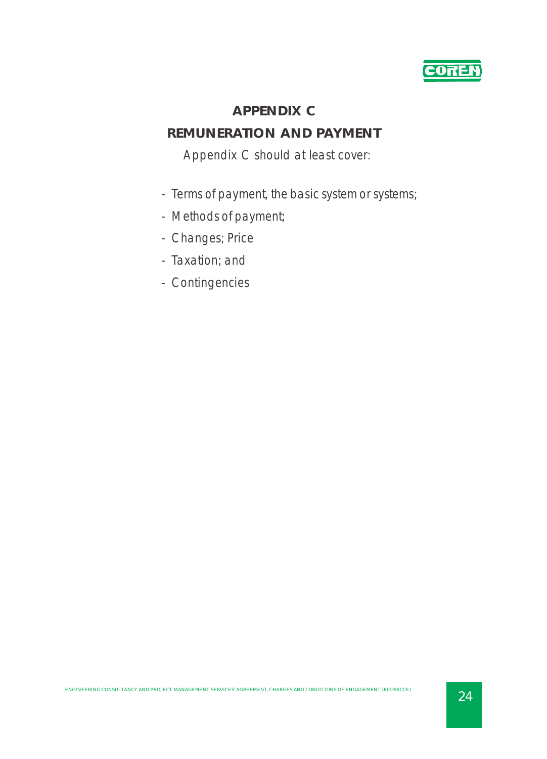# APPENDIX C

## REMUNERATION AND PAYMENT

Appendix C should at least cover:

- Terms of payment, the basic system or systems;
- Methods of payment;
- Changes; Price
- Taxation; and
- Contingencies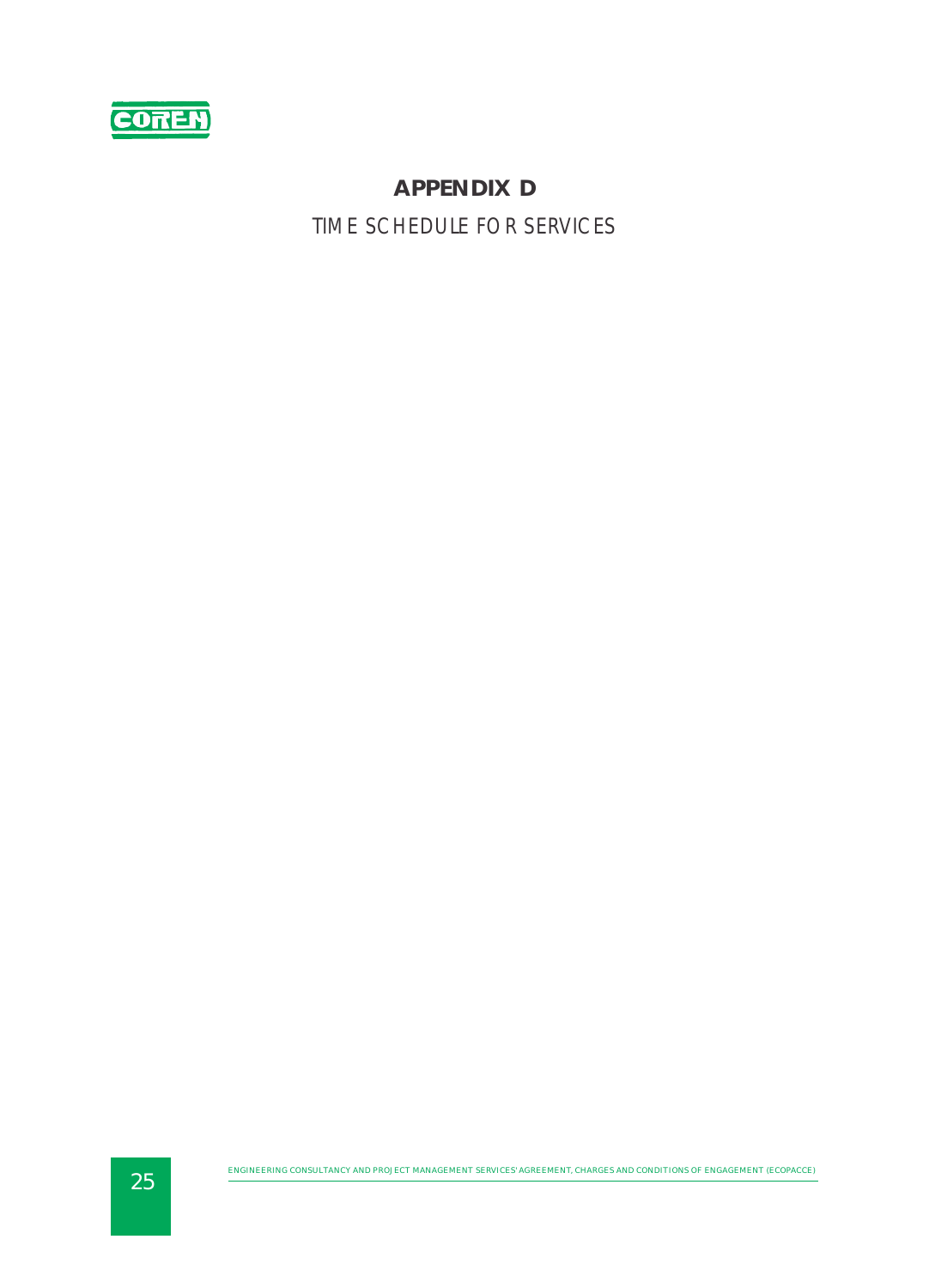# APPENDIX D

## TIME SCHEDULE FOR SERVICES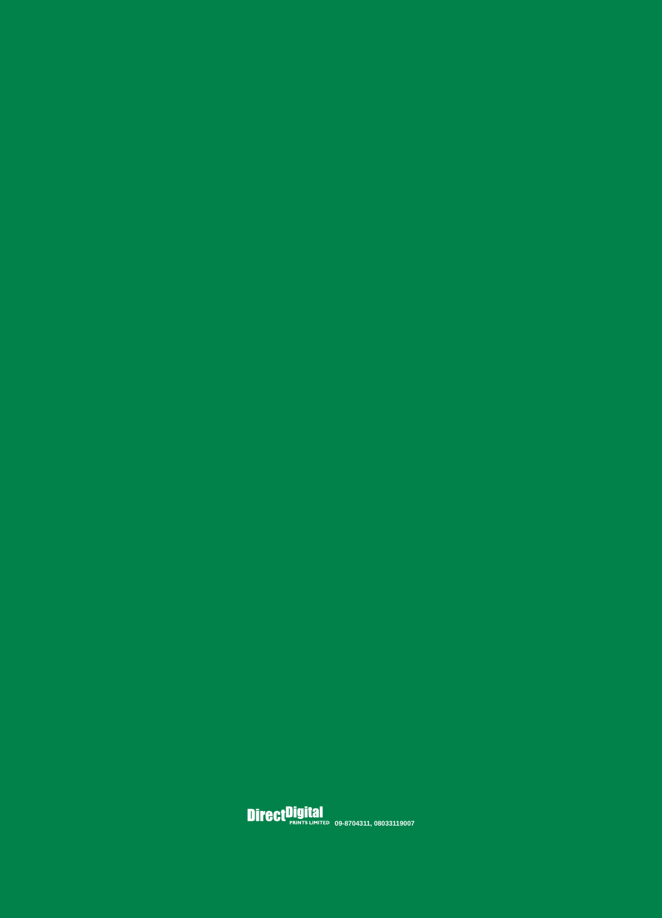DirectDigital PRINTS LIMITED 09-8704311, 08033119007